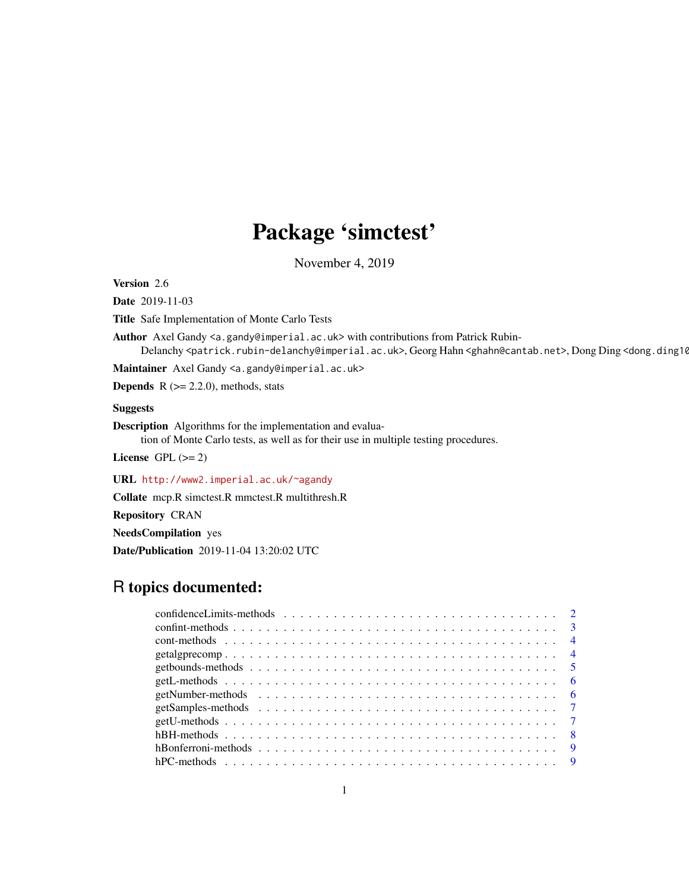# Package 'simctest'

November 4, 2019

**Version** 2.6

**Date** 2019-11-03

**Title** Safe Implementation of Monte Carlo Tests

**Author** Axel Gandy <a.gandy@imperial.ac.uk> with contributions from Patrick Rubin-Delanchy <patrick.rubin-delanchy@imperial.ac.uk>, Georg Hahn <ghahn@cantab.net>, Dong Ding <dong.ding10

**Maintainer** Axel Gandy <a.gandy@imperial.ac.uk>

**Depends** R (>= 2.2.0), methods, stats

**Suggests**

**Description** Algorithms for the implementation and evaluation of Monte Carlo tests, as well as for their use in multiple testing procedures.

**License** GPL (>= 2)

**URL** http://www2.imperial.ac.uk/~agandy

**Collate** mcp.R simctest.R mmctest.R multithresh.R

**Repository** CRAN

**NeedsCompilation** yes

**Date/Publication** 2019-11-04 13:20:02 UTC

## R topics documented:

- confidenceLimits-methods . . . . . . . . . . . . . . . . . . . . . . . . . . . . . . . . . 2
- confint-methods . . . . . . . . . . . . . . . . . . . . . . . . . . . . . . . . . . . . . . 3
- cont-methods . . . . . . . . . . . . . . . . . . . . . . . . . . . . . . . . . . . . . . . . 4
- getalgprecomp . . . . . . . . . . . . . . . . . . . . . . . . . . . . . . . . . . . . . . . 4
- getbounds-methods . . . . . . . . . . . . . . . . . . . . . . . . . . . . . . . . . . . . 5
- getL-methods . . . . . . . . . . . . . . . . . . . . . . . . . . . . . . . . . . . . . . . 6
- getNumber-methods . . . . . . . . . . . . . . . . . . . . . . . . . . . . . . . . . . . . 6
- getSamples-methods . . . . . . . . . . . . . . . . . . . . . . . . . . . . . . . . . . . . 7
- getU-methods . . . . . . . . . . . . . . . . . . . . . . . . . . . . . . . . . . . . . . . 7
- hBH-methods . . . . . . . . . . . . . . . . . . . . . . . . . . . . . . . . . . . . . . . . 8
- hBonferroni-methods . . . . . . . . . . . . . . . . . . . . . . . . . . . . . . . . . . . 9
- hPC-methods . . . . . . . . . . . . . . . . . . . . . . . . . . . . . . . . . . . . . . . . 9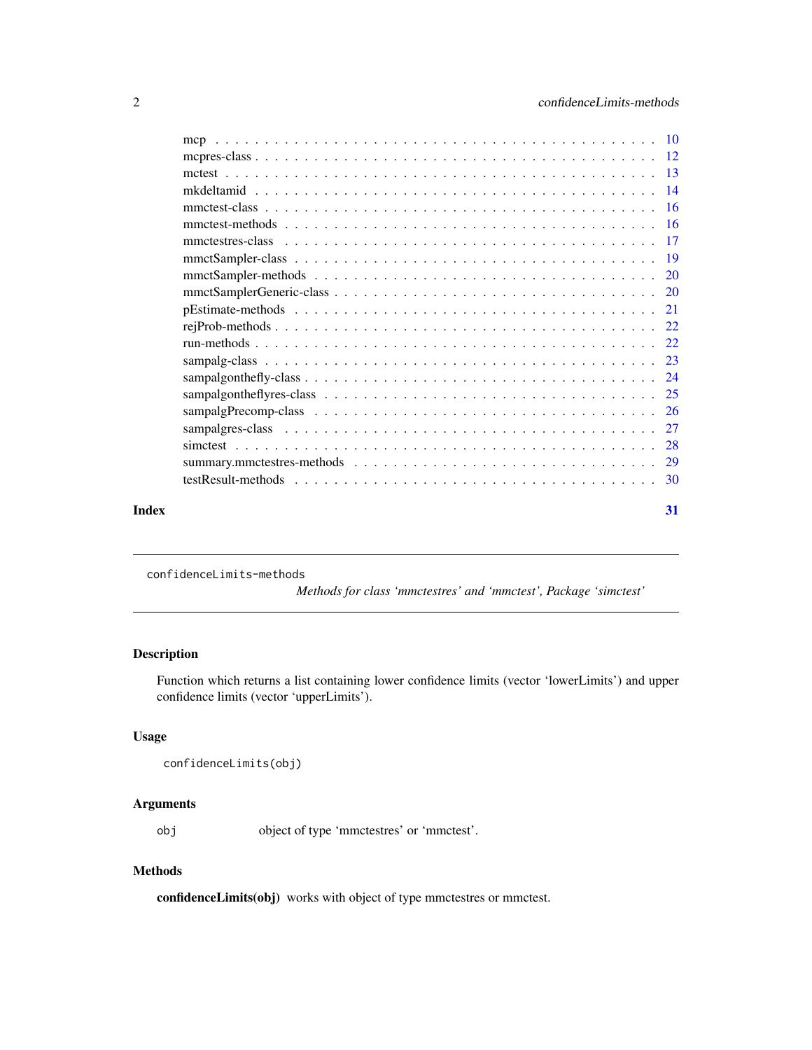mcp . . . . . . . . . . . . . . . . . . . . . . . . . . . . . . . . . . . . . . . . . . . 10
mcpres-class . . . . . . . . . . . . . . . . . . . . . . . . . . . . . . . . . . . . . . . 12
mctest . . . . . . . . . . . . . . . . . . . . . . . . . . . . . . . . . . . . . . . . . . 13
mkdeltamid . . . . . . . . . . . . . . . . . . . . . . . . . . . . . . . . . . . . . . . . 14
mmctest-class . . . . . . . . . . . . . . . . . . . . . . . . . . . . . . . . . . . . . . . 16
mmctest-methods . . . . . . . . . . . . . . . . . . . . . . . . . . . . . . . . . . . . . 16
mmctestres-class . . . . . . . . . . . . . . . . . . . . . . . . . . . . . . . . . . . . . 17
mmctSampler-class . . . . . . . . . . . . . . . . . . . . . . . . . . . . . . . . . . . . 19
mmctSampler-methods . . . . . . . . . . . . . . . . . . . . . . . . . . . . . . . . . . 20
mmctSamplerGeneric-class . . . . . . . . . . . . . . . . . . . . . . . . . . . . . . . . 20
pEstimate-methods . . . . . . . . . . . . . . . . . . . . . . . . . . . . . . . . . . . . 21
rejProb-methods . . . . . . . . . . . . . . . . . . . . . . . . . . . . . . . . . . . . . 22
run-methods . . . . . . . . . . . . . . . . . . . . . . . . . . . . . . . . . . . . . . . 22
sampalg-class . . . . . . . . . . . . . . . . . . . . . . . . . . . . . . . . . . . . . . 23
sampalgonthefly-class . . . . . . . . . . . . . . . . . . . . . . . . . . . . . . . . . . 24
sampalgontheflyres-class . . . . . . . . . . . . . . . . . . . . . . . . . . . . . . . . 25
sampalgPrecomp-class . . . . . . . . . . . . . . . . . . . . . . . . . . . . . . . . . . 26
sampalgres-class . . . . . . . . . . . . . . . . . . . . . . . . . . . . . . . . . . . . . 27
simctest . . . . . . . . . . . . . . . . . . . . . . . . . . . . . . . . . . . . . . . . . 28
summary.mmctestres-methods . . . . . . . . . . . . . . . . . . . . . . . . . . . . . . 29
testResult-methods . . . . . . . . . . . . . . . . . . . . . . . . . . . . . . . . . . . . 30

**Index** **31**

---

`confidenceLimits-methods` *Methods for class 'mmctestres' and 'mmctest', Package 'simctest'*

---

## Description

Function which returns a list containing lower confidence limits (vector 'lowerLimits') and upper confidence limits (vector 'upperLimits').

## Usage

```
confidenceLimits(obj)
```

## Arguments

`obj` object of type 'mmctestres' or 'mmctest'.

## Methods

**confidenceLimits(obj)** works with object of type mmctestres or mmctest.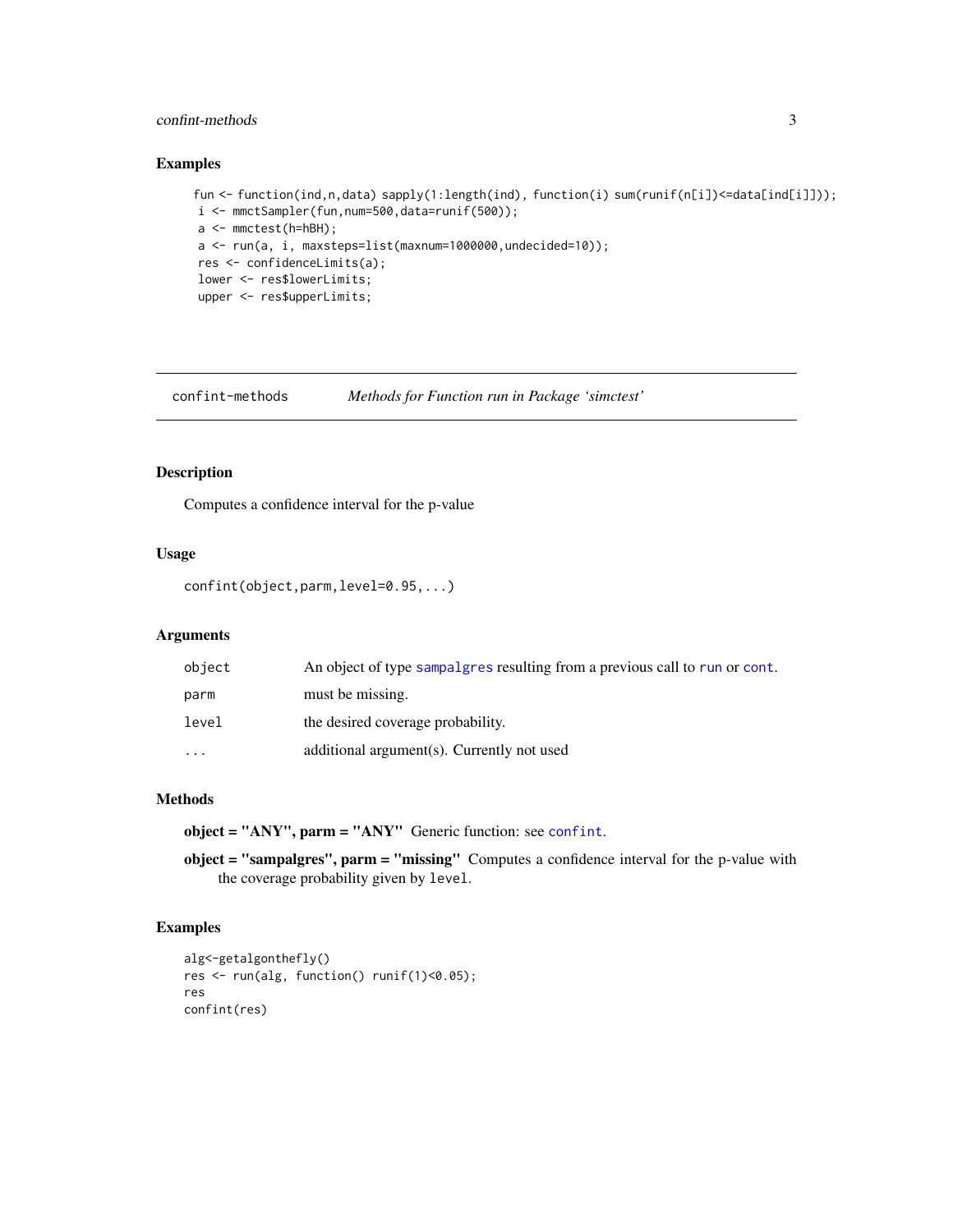## Examples

```
fun <- function(ind,n,data) sapply(1:length(ind), function(i) sum(runif(n[i])<=data[ind[i]]));
 i <- mmctSampler(fun,num=500,data=runif(500));
 a <- mmctest(h=hBH);
 a <- run(a, i, maxsteps=list(maxnum=1000000,undecided=10));
 res <- confidenceLimits(a);
 lower <- res$lowerLimits;
 upper <- res$upperLimits;
```

---

# confint-methods *Methods for Function run in Package 'simctest'*

---

## Description

Computes a confidence interval for the p-value

## Usage

```
confint(object,parm,level=0.95,...)
```

## Arguments

| | |
|---|---|
| object | An object of type `sampalgres` resulting from a previous call to `run` or `cont`. |
| parm | must be missing. |
| level | the desired coverage probability. |
| ... | additional argument(s). Currently not used |

## Methods

**object = "ANY", parm = "ANY"** Generic function: see `confint`.

**object = "sampalgres", parm = "missing"** Computes a confidence interval for the p-value with the coverage probability given by `level`.

## Examples

```
alg<-getalgonthefly()
res <- run(alg, function() runif(1)<0.05);
res
confint(res)
```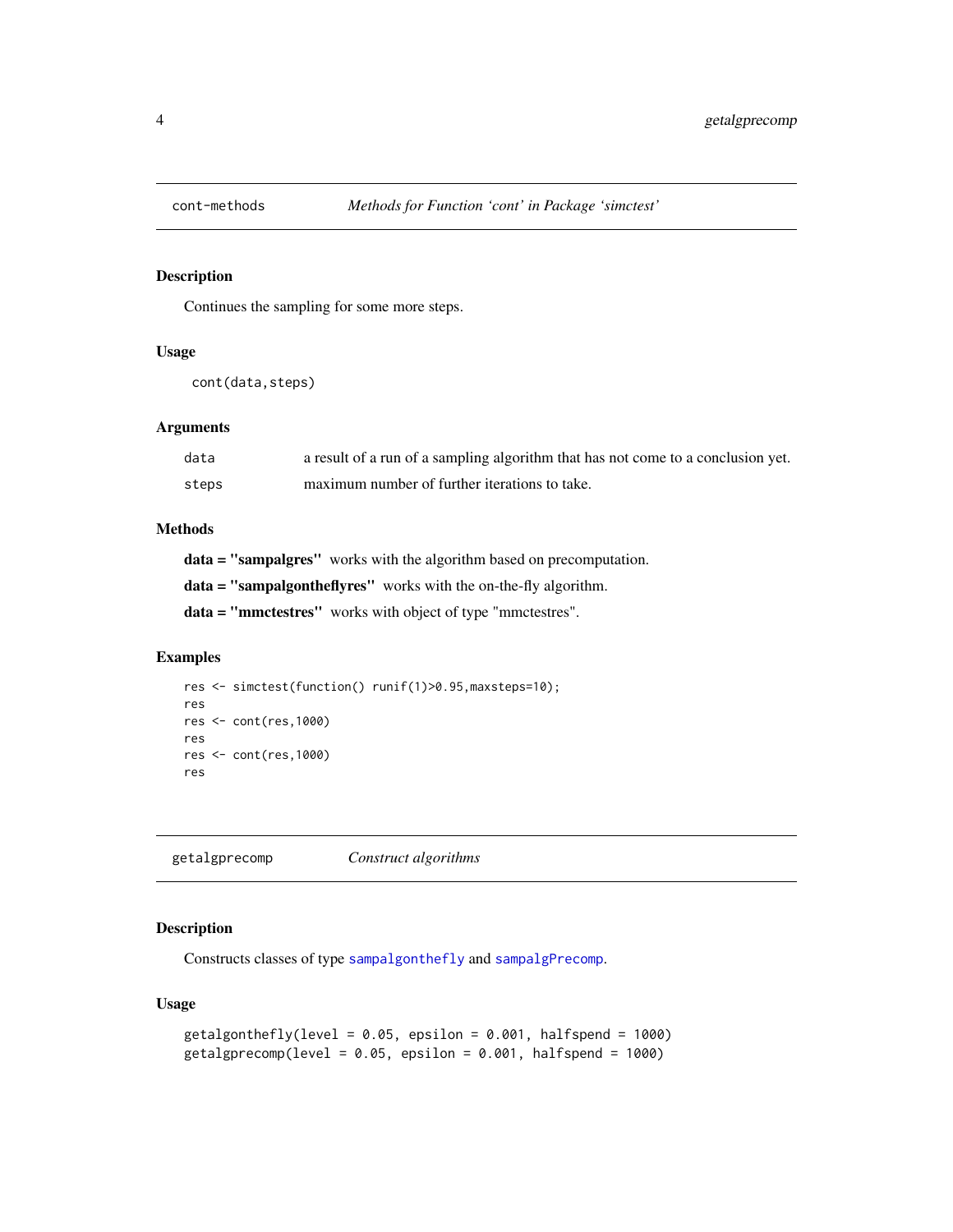## cont-methods *Methods for Function 'cont' in Package 'simctest'*

### Description

Continues the sampling for some more steps.

### Usage

```
cont(data,steps)
```

### Arguments

| | |
|---|---|
| data | a result of a run of a sampling algorithm that has not come to a conclusion yet. |
| steps | maximum number of further iterations to take. |

### Methods

**data = "sampalgres"** works with the algorithm based on precomputation.

**data = "sampalgontheflyres"** works with the on-the-fly algorithm.

**data = "mmctestres"** works with object of type "mmctestres".

### Examples

```
res <- simctest(function() runif(1)>0.95,maxsteps=10);
res
res <- cont(res,1000)
res
res <- cont(res,1000)
res
```

## getalgprecomp *Construct algorithms*

### Description

Constructs classes of type sampalgonthefly and sampalgPrecomp.

### Usage

```
getalgonthefly(level = 0.05, epsilon = 0.001, halfspend = 1000)
getalgprecomp(level = 0.05, epsilon = 0.001, halfspend = 1000)
```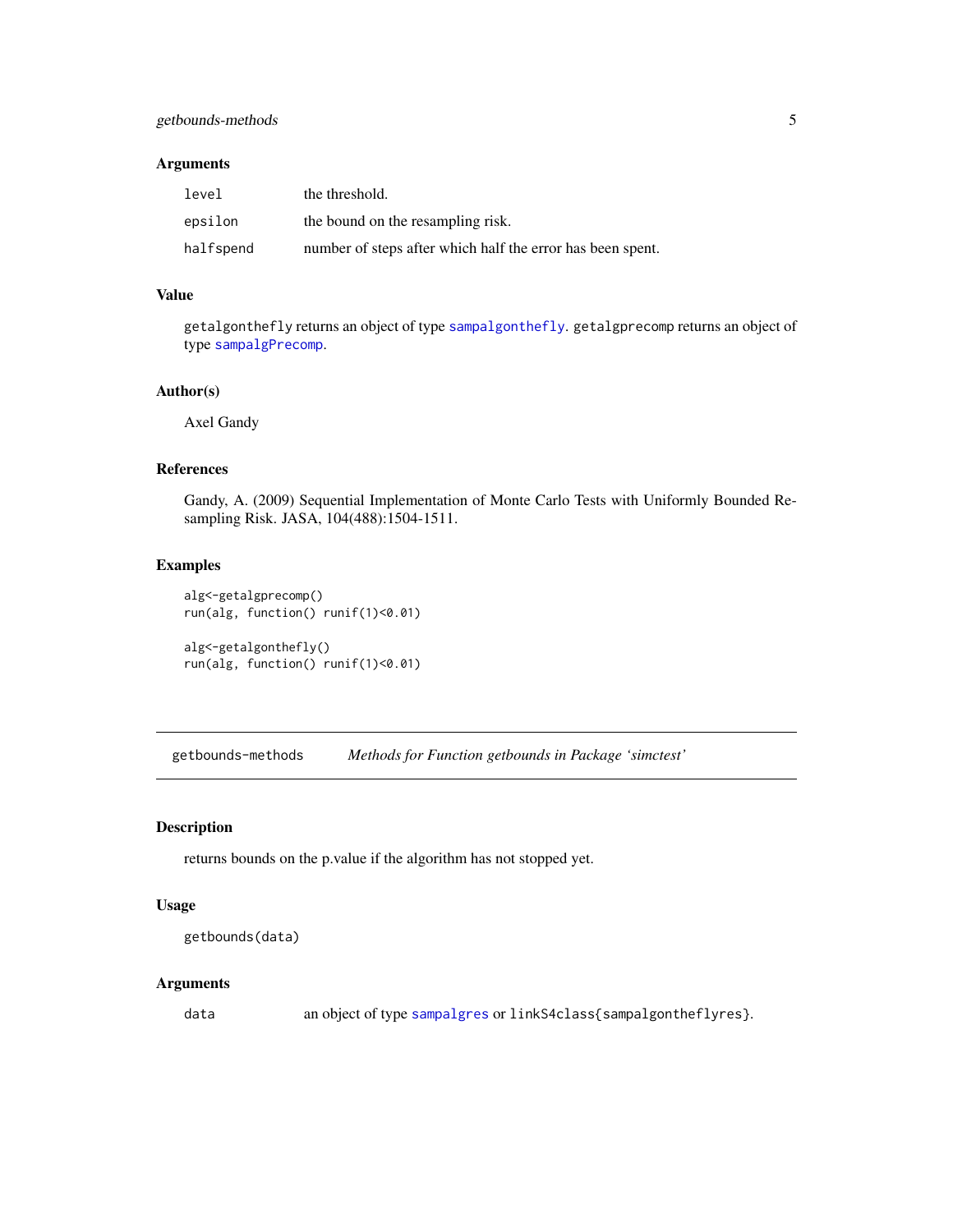### Arguments

| | |
|---|---|
| `level` | the threshold. |
| `epsilon` | the bound on the resampling risk. |
| `halfspend` | number of steps after which half the error has been spent. |

### Value

`getalgonthefly` returns an object of type `sampalgonthefly`. `getalgprecomp` returns an object of type `sampalgPrecomp`.

### Author(s)

Axel Gandy

### References

Gandy, A. (2009) Sequential Implementation of Monte Carlo Tests with Uniformly Bounded Resampling Risk. JASA, 104(488):1504-1511.

### Examples

```
alg<-getalgprecomp()
run(alg, function() runif(1)<0.01)

alg<-getalgonthefly()
run(alg, function() runif(1)<0.01)
```

---

## getbounds-methods    *Methods for Function getbounds in Package 'simctest'*

---

### Description

returns bounds on the p.value if the algorithm has not stopped yet.

### Usage

```
getbounds(data)
```

### Arguments

| | |
|---|---|
| `data` | an object of type `sampalgres` or `linkS4class{sampalgontheflyres}`. |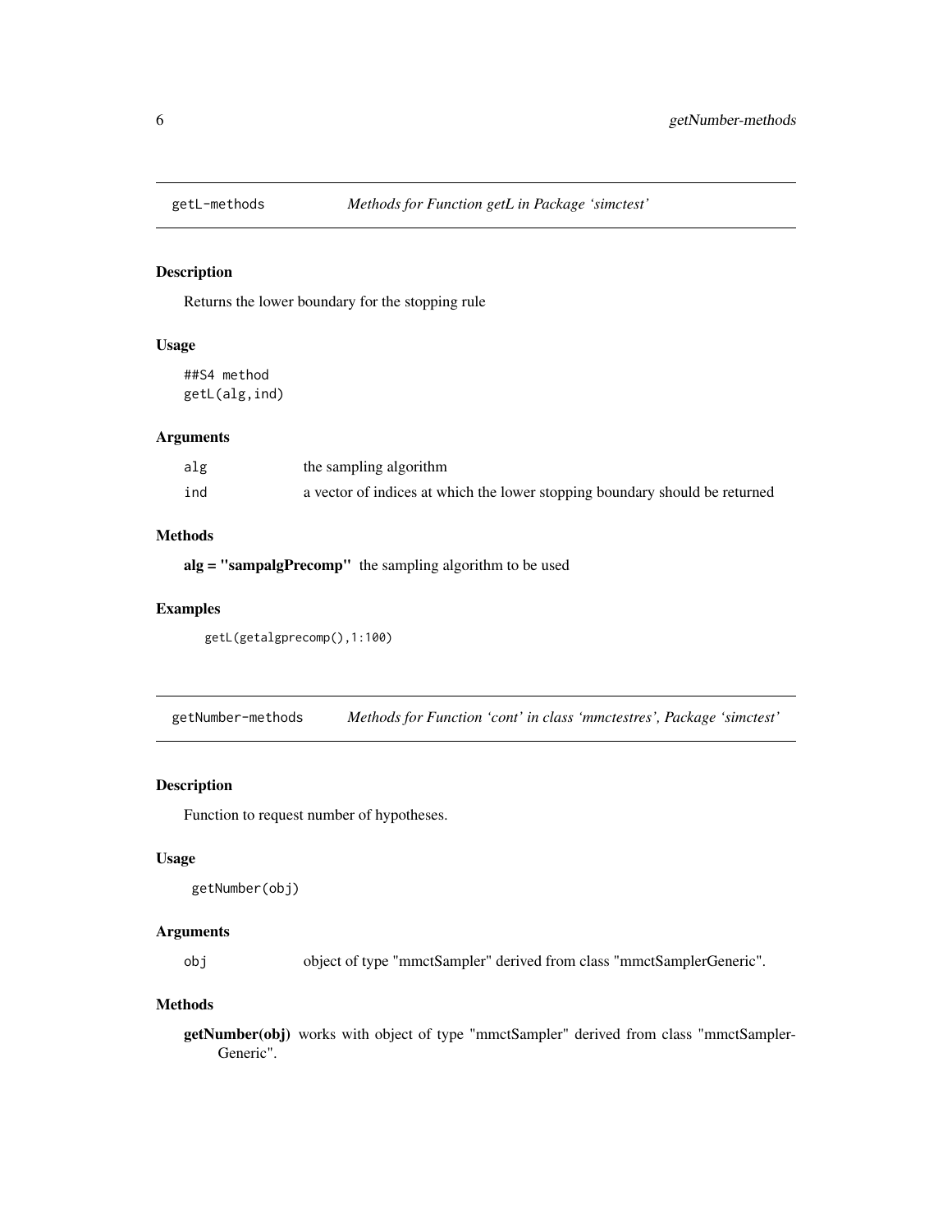## getL-methods *Methods for Function getL in Package 'simctest'*

### Description

Returns the lower boundary for the stopping rule

### Usage

```
##S4 method
getL(alg,ind)
```

### Arguments

| | |
|---|---|
| alg | the sampling algorithm |
| ind | a vector of indices at which the lower stopping boundary should be returned |

### Methods

**alg = "sampalgPrecomp"** the sampling algorithm to be used

### Examples

```
getL(getalgprecomp(),1:100)
```

## getNumber-methods *Methods for Function 'cont' in class 'mmctestres', Package 'simctest'*

### Description

Function to request number of hypotheses.

### Usage

```
getNumber(obj)
```

### Arguments

| | |
|---|---|
| obj | object of type "mmctSampler" derived from class "mmctSamplerGeneric". |

### Methods

**getNumber(obj)** works with object of type "mmctSampler" derived from class "mmctSampler-Generic".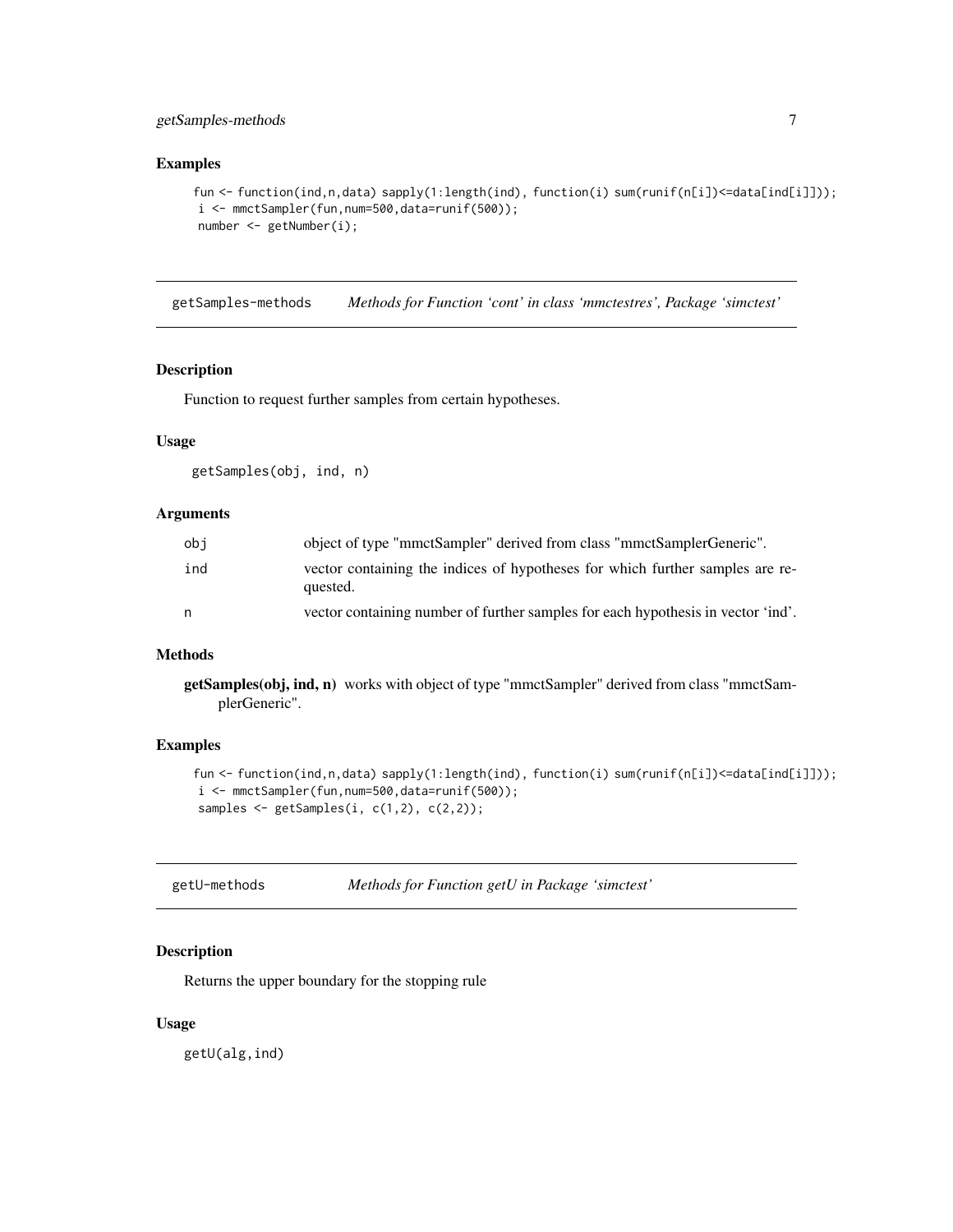### Examples

```
fun <- function(ind,n,data) sapply(1:length(ind), function(i) sum(runif(n[i])<=data[ind[i]]));
 i <- mmctSampler(fun,num=500,data=runif(500));
 number <- getNumber(i);
```

---

## getSamples-methods *Methods for Function 'cont' in class 'mmctestres', Package 'simctest'*

---

### Description

Function to request further samples from certain hypotheses.

### Usage

```
getSamples(obj, ind, n)
```

### Arguments

| | |
|---|---|
| obj | object of type "mmctSampler" derived from class "mmctSamplerGeneric". |
| ind | vector containing the indices of hypotheses for which further samples are requested. |
| n | vector containing number of further samples for each hypothesis in vector 'ind'. |

### Methods

**getSamples(obj, ind, n)** works with object of type "mmctSampler" derived from class "mmctSamplerGeneric".

### Examples

```
fun <- function(ind,n,data) sapply(1:length(ind), function(i) sum(runif(n[i])<=data[ind[i]]));
 i <- mmctSampler(fun,num=500,data=runif(500));
 samples <- getSamples(i, c(1,2), c(2,2));
```

---

## getU-methods *Methods for Function getU in Package 'simctest'*

---

### Description

Returns the upper boundary for the stopping rule

### Usage

```
getU(alg,ind)
```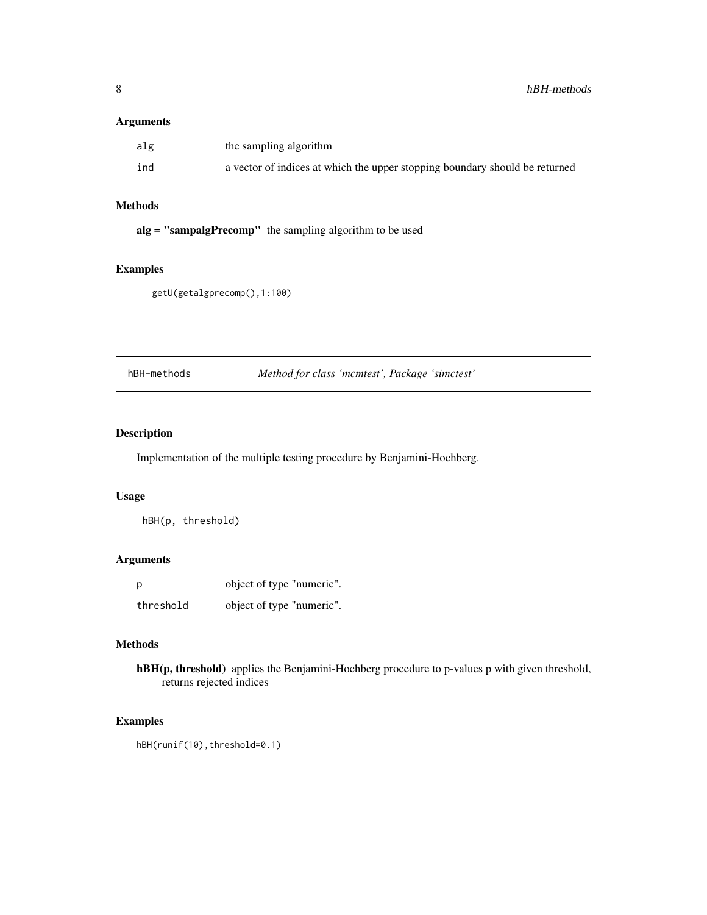## Arguments

| | |
|---|---|
| alg | the sampling algorithm |
| ind | a vector of indices at which the upper stopping boundary should be returned |

## Methods

**alg = "sampalgPrecomp"** the sampling algorithm to be used

## Examples

```
getU(getalgprecomp(),1:100)
```

---

# hBH-methods — *Method for class 'mcmtest', Package 'simctest'*

## Description

Implementation of the multiple testing procedure by Benjamini-Hochberg.

## Usage

```
hBH(p, threshold)
```

## Arguments

| | |
|---|---|
| p | object of type "numeric". |
| threshold | object of type "numeric". |

## Methods

**hBH(p, threshold)** applies the Benjamini-Hochberg procedure to p-values p with given threshold, returns rejected indices

## Examples

```
hBH(runif(10),threshold=0.1)
```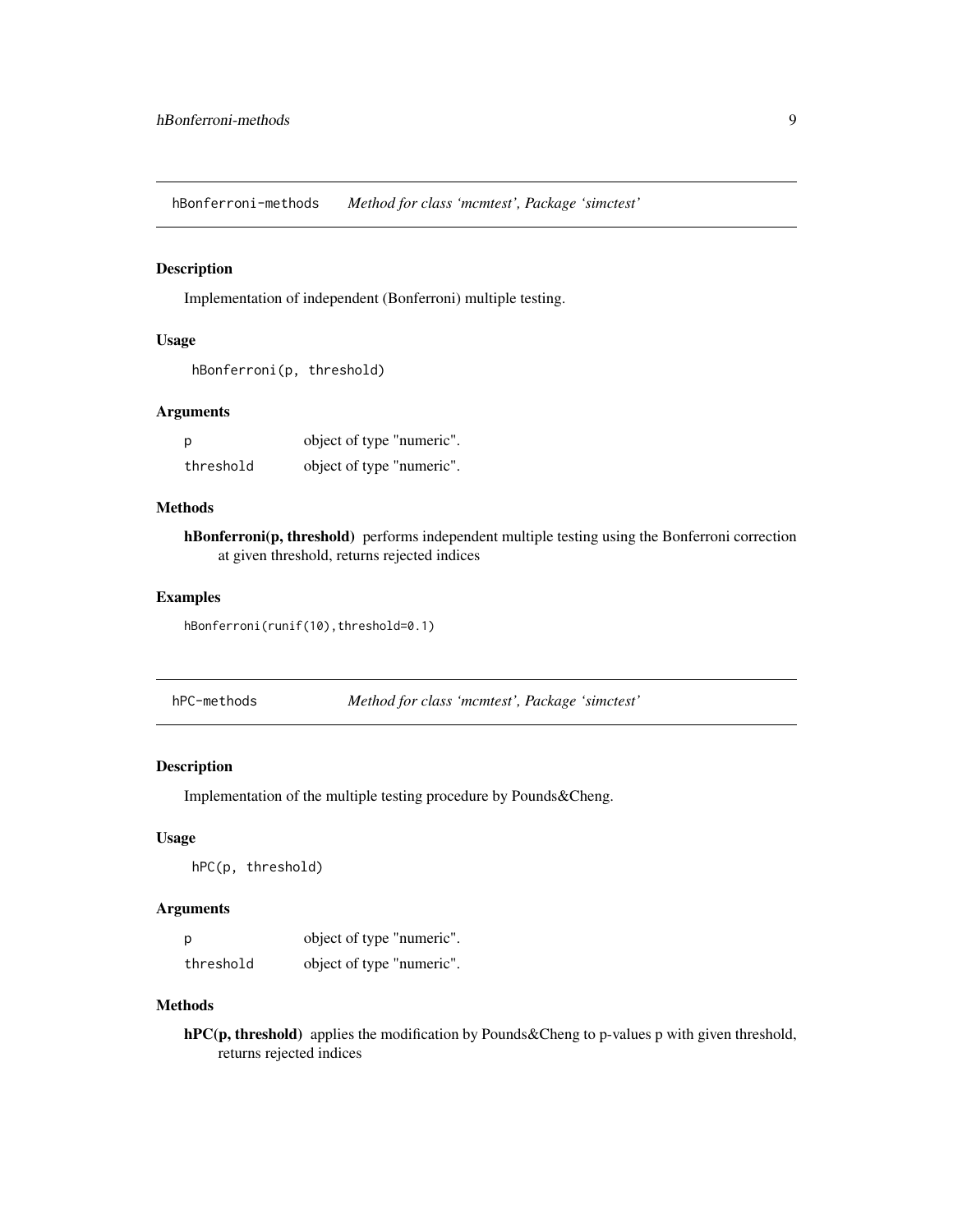## hBonferroni-methods *Method for class 'mcmtest', Package 'simctest'*

### Description

Implementation of independent (Bonferroni) multiple testing.

### Usage

```
hBonferroni(p, threshold)
```

### Arguments

| | |
|---|---|
| `p` | object of type "numeric". |
| `threshold` | object of type "numeric". |

### Methods

**hBonferroni(p, threshold)** performs independent multiple testing using the Bonferroni correction at given threshold, returns rejected indices

### Examples

```
hBonferroni(runif(10),threshold=0.1)
```

## hPC-methods *Method for class 'mcmtest', Package 'simctest'*

### Description

Implementation of the multiple testing procedure by Pounds&Cheng.

### Usage

```
hPC(p, threshold)
```

### Arguments

| | |
|---|---|
| `p` | object of type "numeric". |
| `threshold` | object of type "numeric". |

### Methods

**hPC(p, threshold)** applies the modification by Pounds&Cheng to p-values p with given threshold, returns rejected indices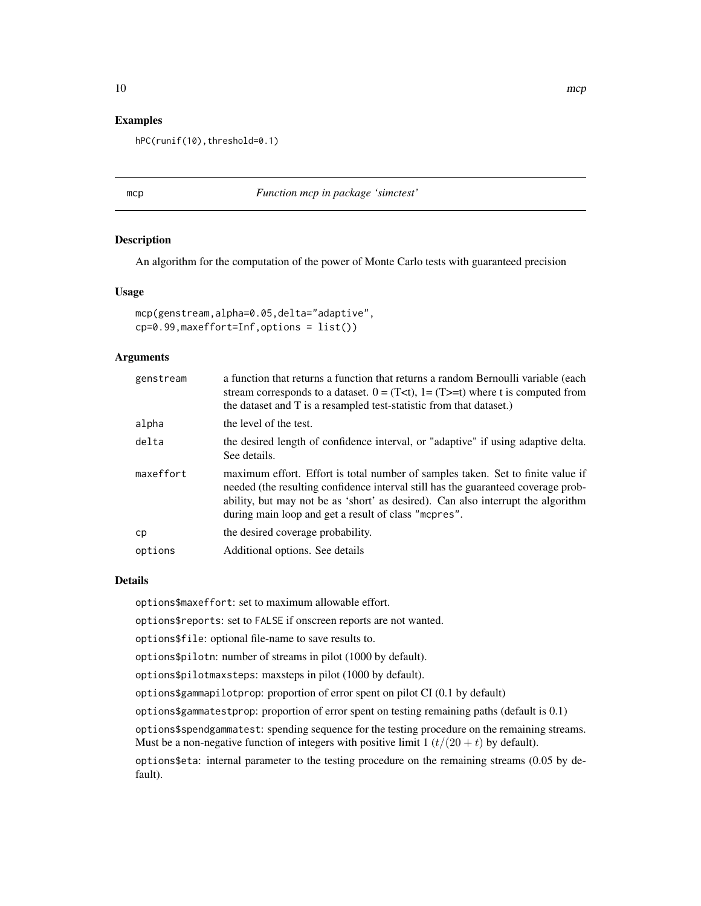## Examples

```
hPC(runif(10),threshold=0.1)
```

---

# mcp — *Function mcp in package 'simctest'*

---

## Description

An algorithm for the computation of the power of Monte Carlo tests with guaranteed precision

## Usage

```
mcp(genstream,alpha=0.05,delta="adaptive",
cp=0.99,maxeffort=Inf,options = list())
```

## Arguments

| | |
|---|---|
| genstream | a function that returns a function that returns a random Bernoulli variable (each stream corresponds to a dataset. 0 = (T<t), 1= (T>=t) where t is computed from the dataset and T is a resampled test-statistic from that dataset.) |
| alpha | the level of the test. |
| delta | the desired length of confidence interval, or "adaptive" if using adaptive delta. See details. |
| maxeffort | maximum effort. Effort is total number of samples taken. Set to finite value if needed (the resulting confidence interval still has the guaranteed coverage probability, but may not be as 'short' as desired). Can also interrupt the algorithm during main loop and get a result of class "mcpres". |
| cp | the desired coverage probability. |
| options | Additional options. See details |

## Details

`options$maxeffort`: set to maximum allowable effort.

`options$reports`: set to `FALSE` if onscreen reports are not wanted.

`options$file`: optional file-name to save results to.

`options$pilotn`: number of streams in pilot (1000 by default).

`options$pilotmaxsteps`: maxsteps in pilot (1000 by default).

`options$gammapilotprop`: proportion of error spent on pilot CI (0.1 by default)

`options$gammatestprop`: proportion of error spent on testing remaining paths (default is 0.1)

`options$spendgammatest`: spending sequence for the testing procedure on the remaining streams. Must be a non-negative function of integers with positive limit 1 ($t/(20+t)$ by default).

`options$eta`: internal parameter to the testing procedure on the remaining streams (0.05 by default).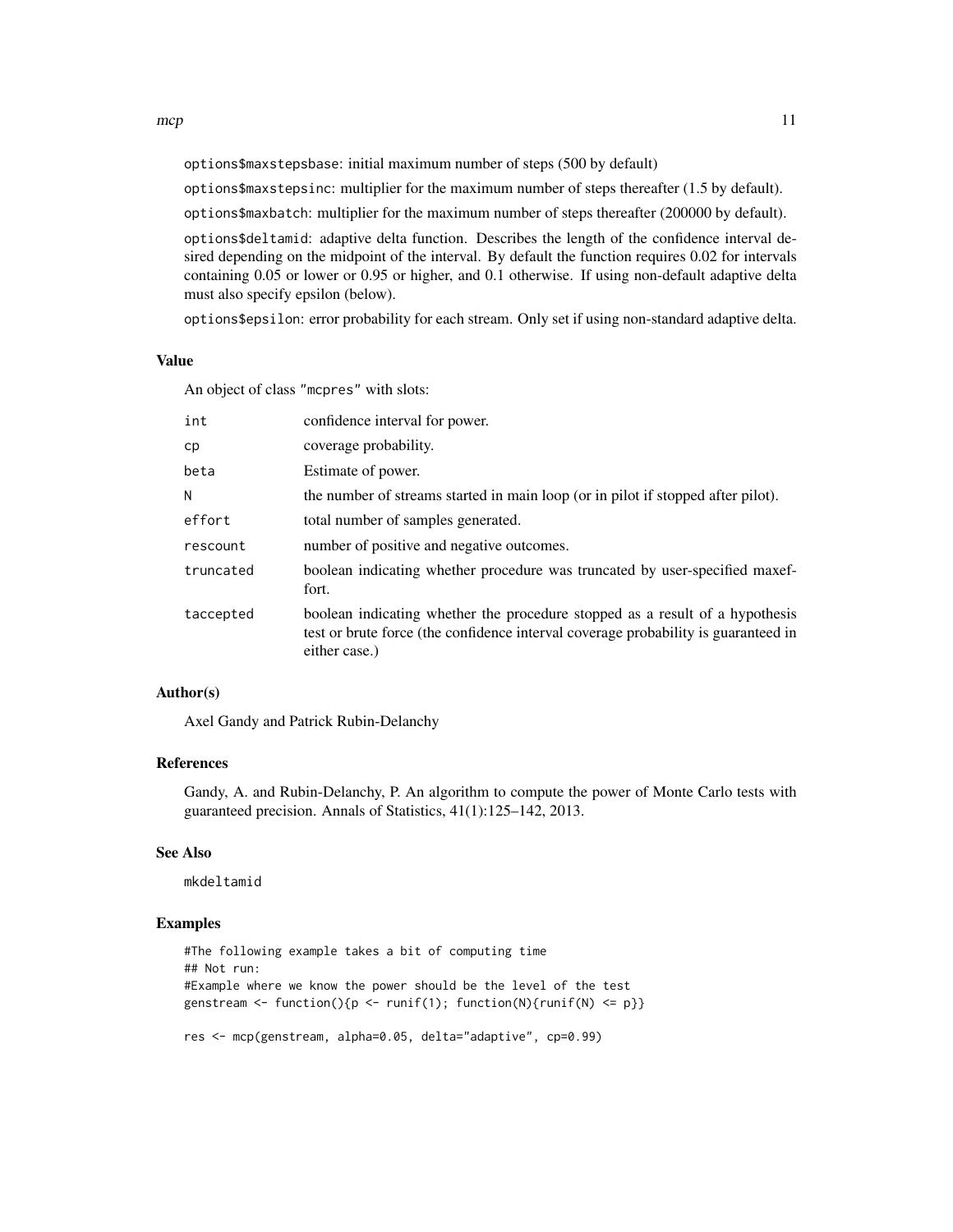options$maxstepsbase: initial maximum number of steps (500 by default)

options$maxstepsinc: multiplier for the maximum number of steps thereafter (1.5 by default).

options$maxbatch: multiplier for the maximum number of steps thereafter (200000 by default).

options$deltamid: adaptive delta function. Describes the length of the confidence interval desired depending on the midpoint of the interval. By default the function requires 0.02 for intervals containing 0.05 or lower or 0.95 or higher, and 0.1 otherwise. If using non-default adaptive delta must also specify epsilon (below).

options$epsilon: error probability for each stream. Only set if using non-standard adaptive delta.

### Value

An object of class "mcpres" with slots:

| | |
|---|---|
| int | confidence interval for power. |
| cp | coverage probability. |
| beta | Estimate of power. |
| N | the number of streams started in main loop (or in pilot if stopped after pilot). |
| effort | total number of samples generated. |
| rescount | number of positive and negative outcomes. |
| truncated | boolean indicating whether procedure was truncated by user-specified maxeffort. |
| taccepted | boolean indicating whether the procedure stopped as a result of a hypothesis test or brute force (the confidence interval coverage probability is guaranteed in either case.) |

### Author(s)

Axel Gandy and Patrick Rubin-Delanchy

### References

Gandy, A. and Rubin-Delanchy, P. An algorithm to compute the power of Monte Carlo tests with guaranteed precision. Annals of Statistics, 41(1):125–142, 2013.

### See Also

mkdeltamid

### Examples

```
#The following example takes a bit of computing time
## Not run:
#Example where we know the power should be the level of the test
genstream <- function(){p <- runif(1); function(N){runif(N) <= p}}

res <- mcp(genstream, alpha=0.05, delta="adaptive", cp=0.99)
```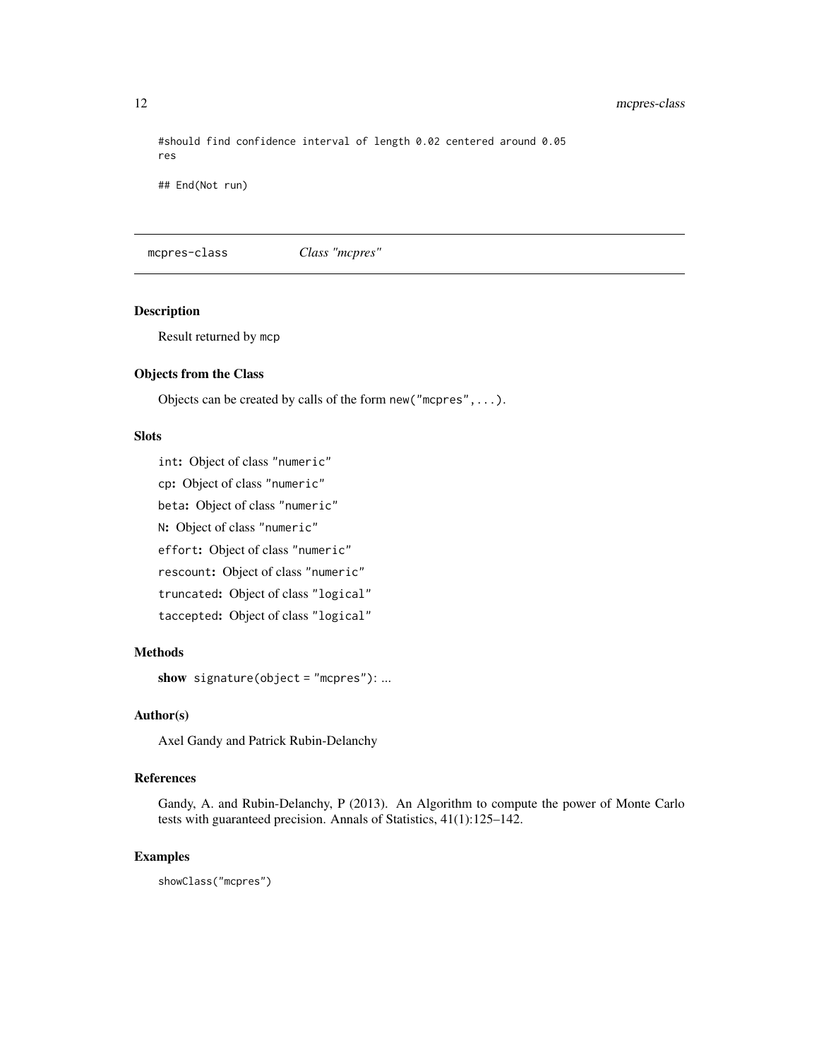```
#should find confidence interval of length 0.02 centered around 0.05
res

## End(Not run)
```

---

## mcpres-class *Class "mcpres"*

---

### Description

Result returned by mcp

### Objects from the Class

Objects can be created by calls of the form `new("mcpres",...)`.

### Slots

`int`: Object of class "numeric"

`cp`: Object of class "numeric"

`beta`: Object of class "numeric"

`N`: Object of class "numeric"

`effort`: Object of class "numeric"

`rescount`: Object of class "numeric"

`truncated`: Object of class "logical"

`taccepted`: Object of class "logical"

### Methods

**show** `signature(object = "mcpres")`: ...

### Author(s)

Axel Gandy and Patrick Rubin-Delanchy

### References

Gandy, A. and Rubin-Delanchy, P (2013). An Algorithm to compute the power of Monte Carlo tests with guaranteed precision. Annals of Statistics, 41(1):125–142.

### Examples

```
showClass("mcpres")
```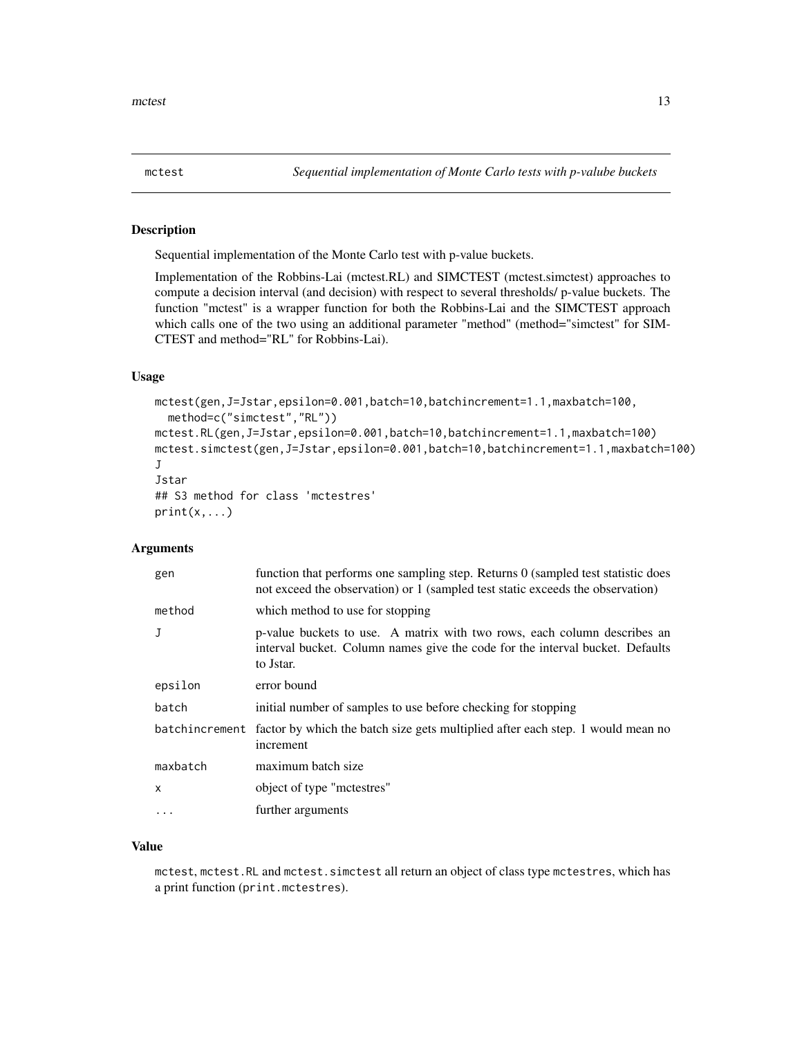mctest *Sequential implementation of Monte Carlo tests with p-valube buckets*

## Description

Sequential implementation of the Monte Carlo test with p-value buckets.

Implementation of the Robbins-Lai (mctest.RL) and SIMCTEST (mctest.simctest) approaches to compute a decision interval (and decision) with respect to several thresholds/ p-value buckets. The function "mctest" is a wrapper function for both the Robbins-Lai and the SIMCTEST approach which calls one of the two using an additional parameter "method" (method="simctest" for SIMCTEST and method="RL" for Robbins-Lai).

## Usage

```
mctest(gen,J=Jstar,epsilon=0.001,batch=10,batchincrement=1.1,maxbatch=100,
  method=c("simctest","RL"))
mctest.RL(gen,J=Jstar,epsilon=0.001,batch=10,batchincrement=1.1,maxbatch=100)
mctest.simctest(gen,J=Jstar,epsilon=0.001,batch=10,batchincrement=1.1,maxbatch=100)
J
Jstar
## S3 method for class 'mctestres'
print(x,...)
```

## Arguments

| | |
|---|---|
| gen | function that performs one sampling step. Returns 0 (sampled test statistic does not exceed the observation) or 1 (sampled test static exceeds the observation) |
| method | which method to use for stopping |
| J | p-value buckets to use. A matrix with two rows, each column describes an interval bucket. Column names give the code for the interval bucket. Defaults to Jstar. |
| epsilon | error bound |
| batch | initial number of samples to use before checking for stopping |
| batchincrement | factor by which the batch size gets multiplied after each step. 1 would mean no increment |
| maxbatch | maximum batch size |
| x | object of type "mctestres" |
| ... | further arguments |

## Value

mctest, mctest.RL and mctest.simctest all return an object of class type mctestres, which has a print function (print.mctestres).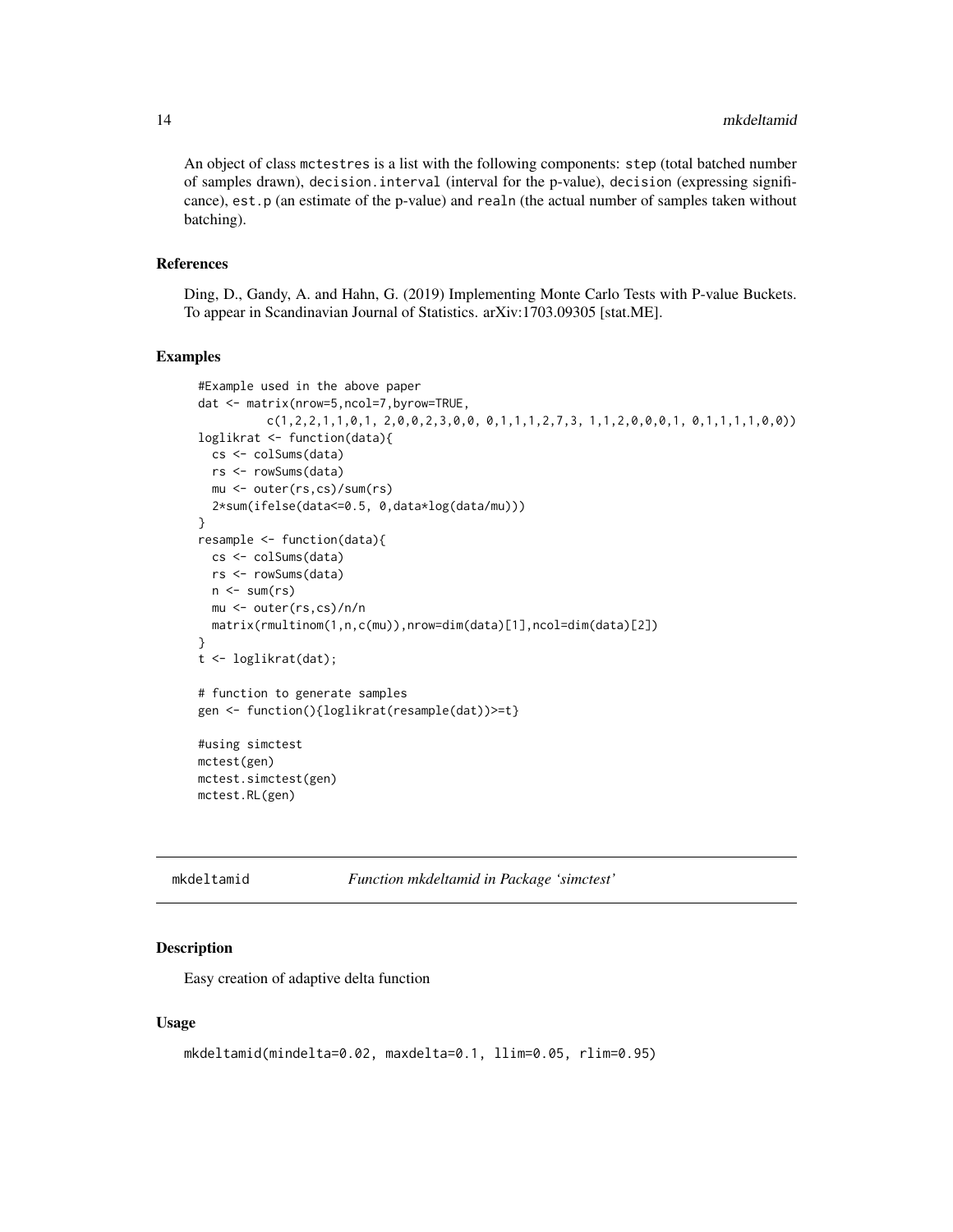An object of class `mctestres` is a list with the following components: `step` (total batched number of samples drawn), `decision.interval` (interval for the p-value), `decision` (expressing significance), `est.p` (an estimate of the p-value) and `realn` (the actual number of samples taken without batching).

### References

Ding, D., Gandy, A. and Hahn, G. (2019) Implementing Monte Carlo Tests with P-value Buckets. To appear in Scandinavian Journal of Statistics. arXiv:1703.09305 [stat.ME].

### Examples

```
#Example used in the above paper
dat <- matrix(nrow=5,ncol=7,byrow=TRUE,
         c(1,2,2,1,1,0,1, 2,0,0,2,3,0,0, 0,1,1,1,2,7,3, 1,1,2,0,0,0,1, 0,1,1,1,1,0,0))
loglikrat <- function(data){
  cs <- colSums(data)
  rs <- rowSums(data)
  mu <- outer(rs,cs)/sum(rs)
  2*sum(ifelse(data<=0.5, 0,data*log(data/mu)))
}
resample <- function(data){
  cs <- colSums(data)
  rs <- rowSums(data)
  n <- sum(rs)
  mu <- outer(rs,cs)/n/n
  matrix(rmultinom(1,n,c(mu)),nrow=dim(data)[1],ncol=dim(data)[2])
}
t <- loglikrat(dat);

# function to generate samples
gen <- function(){loglikrat(resample(dat))>=t}

#using simctest
mctest(gen)
mctest.simctest(gen)
mctest.RL(gen)
```

---

## mkdeltamid — *Function mkdeltamid in Package 'simctest'*

---

### Description

Easy creation of adaptive delta function

### Usage

```
mkdeltamid(mindelta=0.02, maxdelta=0.1, llim=0.05, rlim=0.95)
```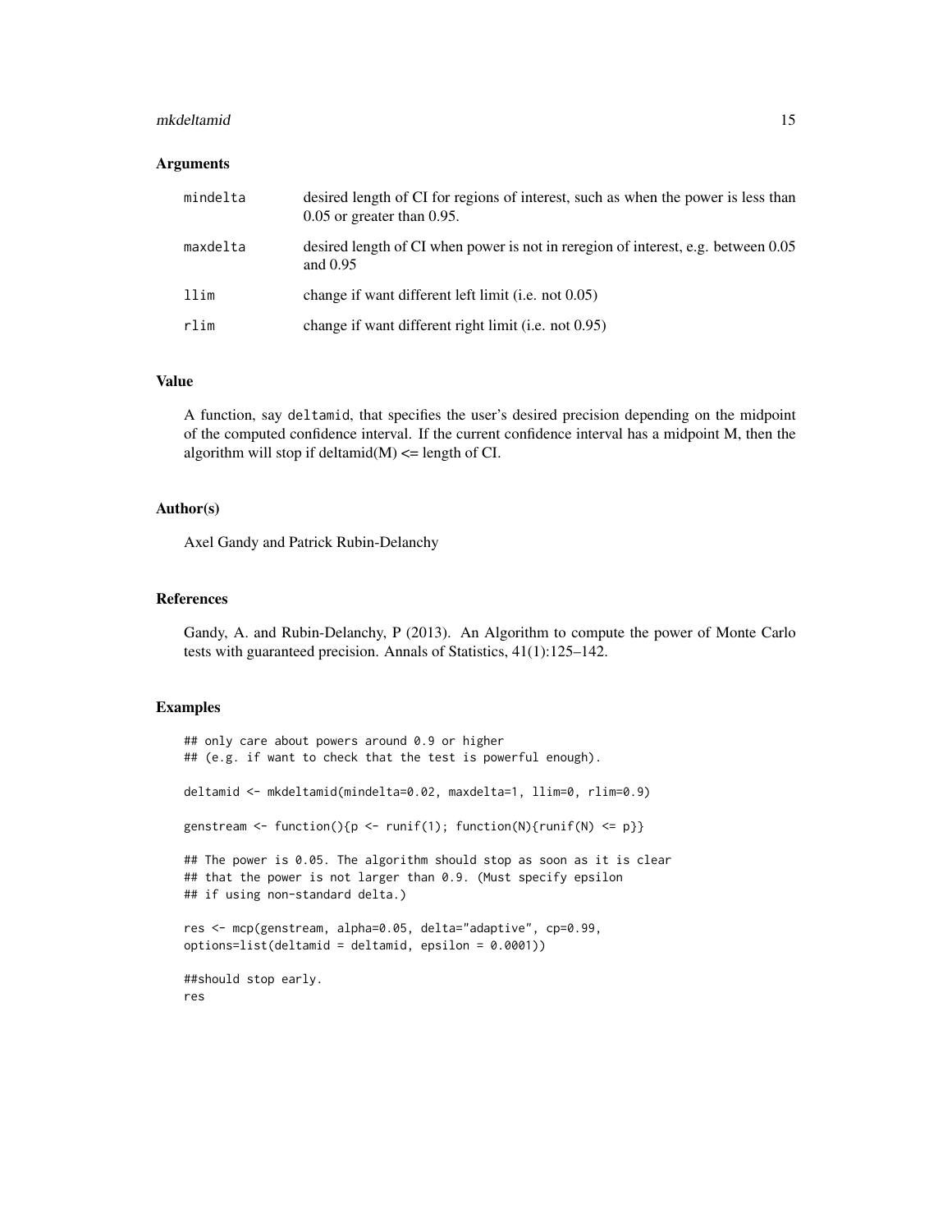### Arguments

| | |
|---|---|
| `mindelta` | desired length of CI for regions of interest, such as when the power is less than 0.05 or greater than 0.95. |
| `maxdelta` | desired length of CI when power is not in reregion of interest, e.g. between 0.05 and 0.95 |
| `llim` | change if want different left limit (i.e. not 0.05) |
| `rlim` | change if want different right limit (i.e. not 0.95) |

### Value

A function, say `deltamid`, that specifies the user's desired precision depending on the midpoint of the computed confidence interval. If the current confidence interval has a midpoint M, then the algorithm will stop if deltamid(M) <= length of CI.

### Author(s)

Axel Gandy and Patrick Rubin-Delanchy

### References

Gandy, A. and Rubin-Delanchy, P (2013). An Algorithm to compute the power of Monte Carlo tests with guaranteed precision. Annals of Statistics, 41(1):125–142.

### Examples

```
## only care about powers around 0.9 or higher
## (e.g. if want to check that the test is powerful enough).

deltamid <- mkdeltamid(mindelta=0.02, maxdelta=1, llim=0, rlim=0.9)

genstream <- function(){p <- runif(1); function(N){runif(N) <= p}}

## The power is 0.05. The algorithm should stop as soon as it is clear
## that the power is not larger than 0.9. (Must specify epsilon
## if using non-standard delta.)

res <- mcp(genstream, alpha=0.05, delta="adaptive", cp=0.99,
options=list(deltamid = deltamid, epsilon = 0.0001))

##should stop early.
res
```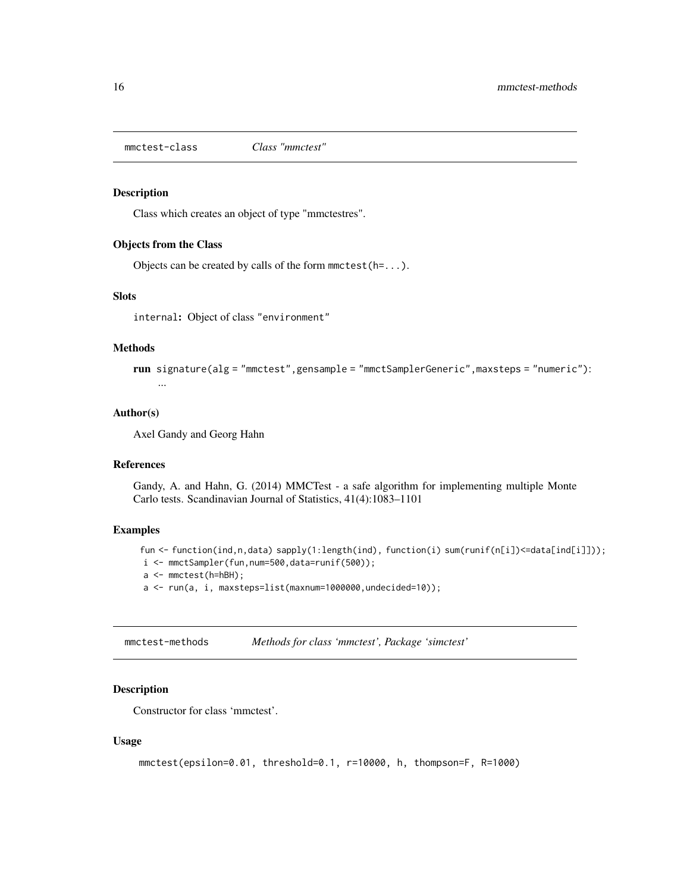## mmctest-class *Class "mmctest"*

### Description

Class which creates an object of type "mmctestres".

### Objects from the Class

Objects can be created by calls of the form `mmctest(h=...)`.

### Slots

`internal`: Object of class `"environment"`

### Methods

**run** `signature(alg = "mmctest",gensample = "mmctSamplerGeneric",maxsteps = "numeric")`: ...

### Author(s)

Axel Gandy and Georg Hahn

### References

Gandy, A. and Hahn, G. (2014) MMCTest - a safe algorithm for implementing multiple Monte Carlo tests. Scandinavian Journal of Statistics, 41(4):1083–1101

### Examples

```
fun <- function(ind,n,data) sapply(1:length(ind), function(i) sum(runif(n[i])<=data[ind[i]]));
i <- mmctSampler(fun,num=500,data=runif(500));
a <- mmctest(h=hBH);
a <- run(a, i, maxsteps=list(maxnum=1000000,undecided=10));
```

## mmctest-methods *Methods for class 'mmctest', Package 'simctest'*

### Description

Constructor for class 'mmctest'.

### Usage

```
mmctest(epsilon=0.01, threshold=0.1, r=10000, h, thompson=F, R=1000)
```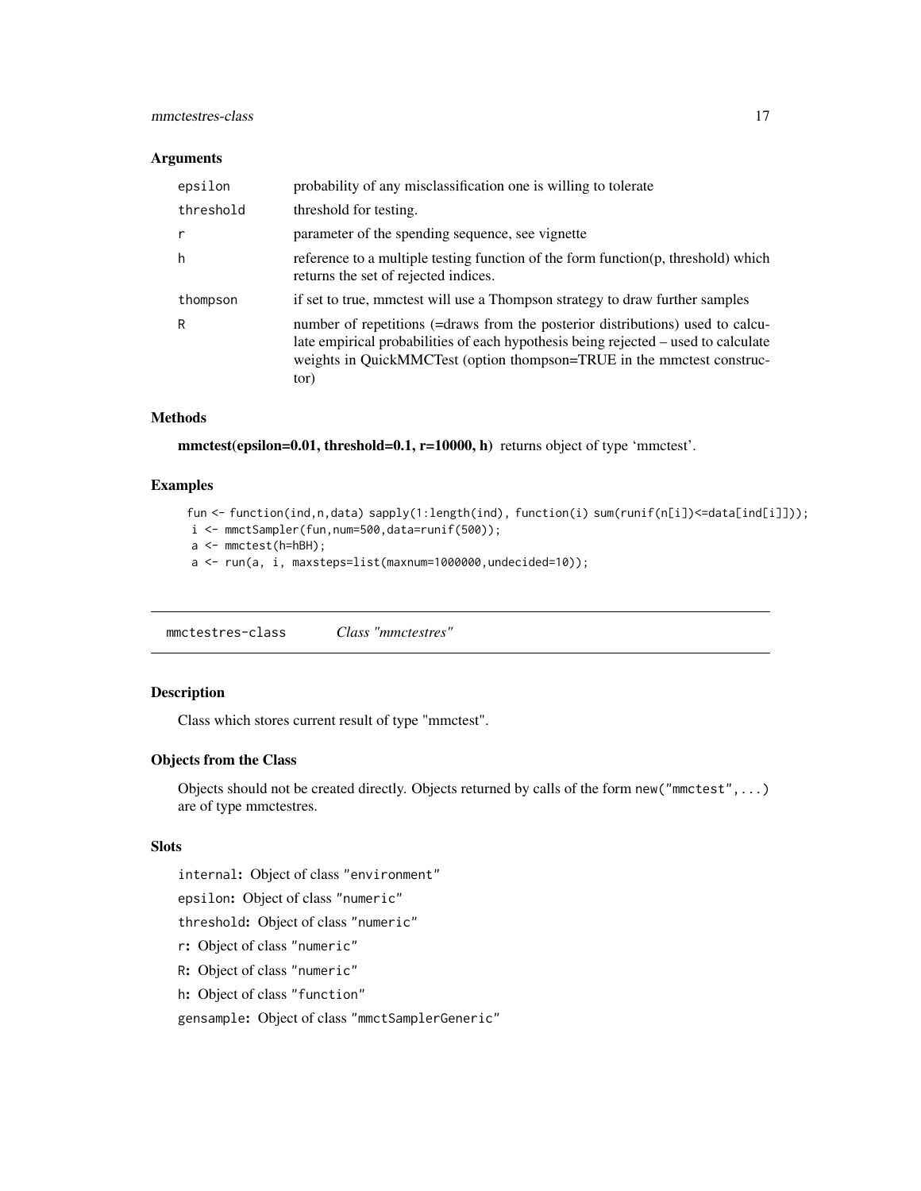### Arguments

| | |
|---|---|
| epsilon | probability of any misclassification one is willing to tolerate |
| threshold | threshold for testing. |
| r | parameter of the spending sequence, see vignette |
| h | reference to a multiple testing function of the form function(p, threshold) which returns the set of rejected indices. |
| thompson | if set to true, mmctest will use a Thompson strategy to draw further samples |
| R | number of repetitions (=draws from the posterior distributions) used to calculate empirical probabilities of each hypothesis being rejected – used to calculate weights in QuickMMCTest (option thompson=TRUE in the mmctest constructor) |

### Methods

**mmctest(epsilon=0.01, threshold=0.1, r=10000, h)** returns object of type 'mmctest'.

### Examples

```
fun <- function(ind,n,data) sapply(1:length(ind), function(i) sum(runif(n[i])<=data[ind[i]]));
i <- mmctSampler(fun,num=500,data=runif(500));
a <- mmctest(h=hBH);
a <- run(a, i, maxsteps=list(maxnum=1000000,undecided=10));
```

## mmctestres-class *Class "mmctestres"*

### Description

Class which stores current result of type "mmctest".

### Objects from the Class

Objects should not be created directly. Objects returned by calls of the form `new("mmctest",...)` are of type mmctestres.

### Slots

`internal`: Object of class "environment"

`epsilon`: Object of class "numeric"

`threshold`: Object of class "numeric"

`r`: Object of class "numeric"

`R`: Object of class "numeric"

`h`: Object of class "function"

`gensample`: Object of class "mmctSamplerGeneric"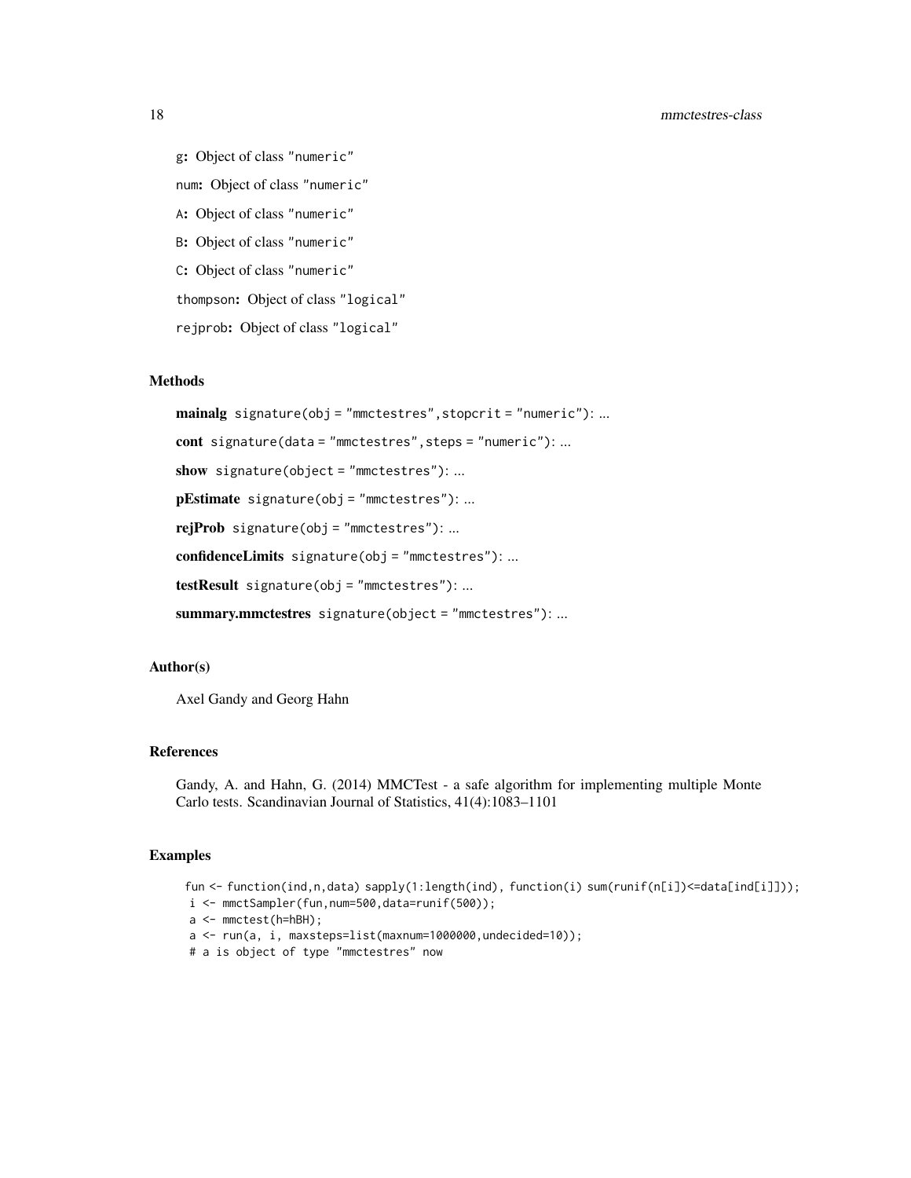g: Object of class "numeric"

num: Object of class "numeric"

A: Object of class "numeric"

B: Object of class "numeric"

C: Object of class "numeric"

thompson: Object of class "logical"

rejprob: Object of class "logical"

## Methods

**mainalg** signature(obj = "mmctestres",stopcrit = "numeric"): ...

**cont** signature(data = "mmctestres",steps = "numeric"): ...

**show** signature(object = "mmctestres"): ...

**pEstimate** signature(obj = "mmctestres"): ...

**rejProb** signature(obj = "mmctestres"): ...

**confidenceLimits** signature(obj = "mmctestres"): ...

**testResult** signature(obj = "mmctestres"): ...

**summary.mmctestres** signature(object = "mmctestres"): ...

## Author(s)

Axel Gandy and Georg Hahn

## References

Gandy, A. and Hahn, G. (2014) MMCTest - a safe algorithm for implementing multiple Monte Carlo tests. Scandinavian Journal of Statistics, 41(4):1083–1101

## Examples

```
fun <- function(ind,n,data) sapply(1:length(ind), function(i) sum(runif(n[i])<=data[ind[i]]));
i <- mmctSampler(fun,num=500,data=runif(500));
a <- mmctest(h=hBH);
a <- run(a, i, maxsteps=list(maxnum=1000000,undecided=10));
# a is object of type "mmctestres" now
```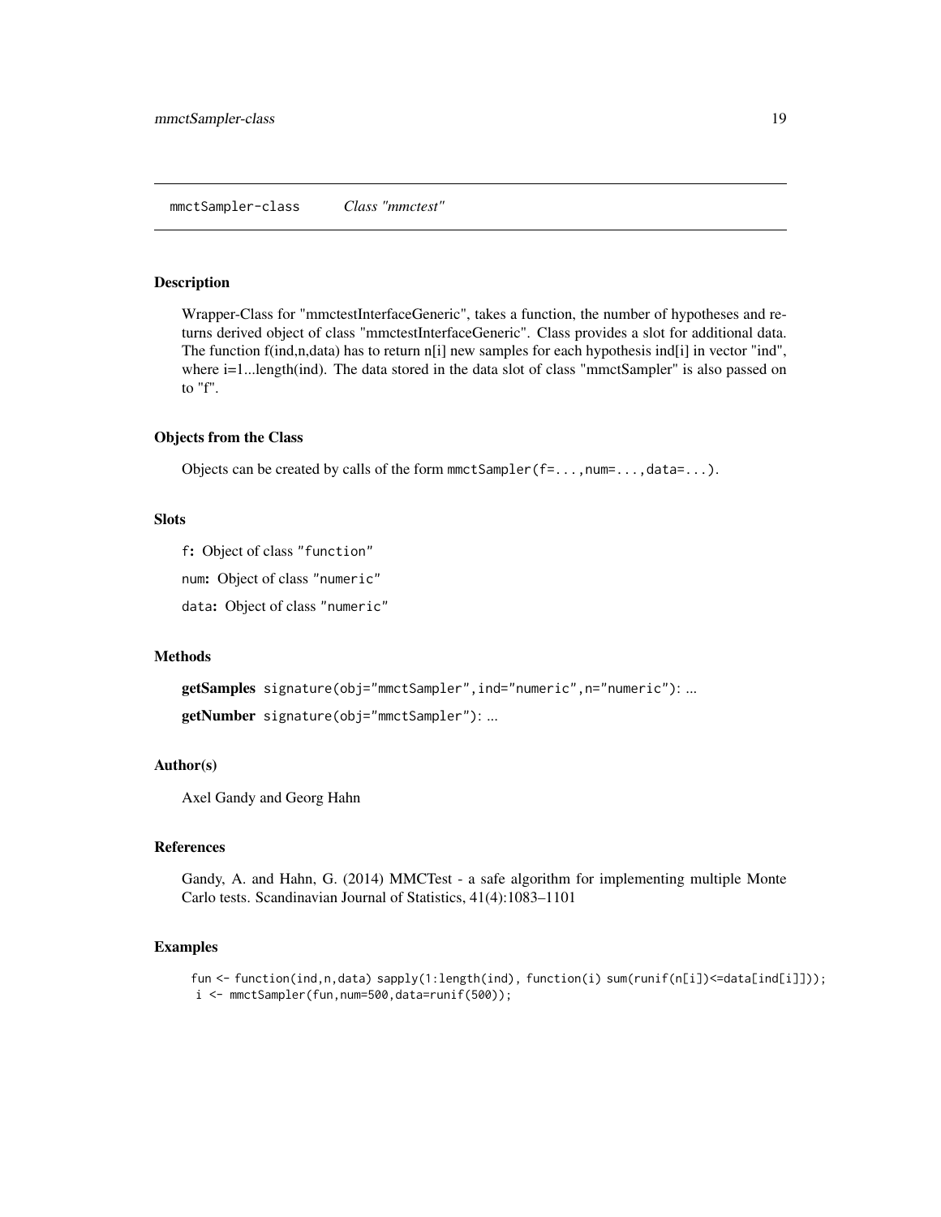mmctSampler-class        *Class "mmctest"*

## Description

Wrapper-Class for "mmctestInterfaceGeneric", takes a function, the number of hypotheses and returns derived object of class "mmctestInterfaceGeneric". Class provides a slot for additional data. The function f(ind,n,data) has to return n[i] new samples for each hypothesis ind[i] in vector "ind", where i=1...length(ind). The data stored in the data slot of class "mmctSampler" is also passed on to "f".

## Objects from the Class

Objects can be created by calls of the form `mmctSampler(f=...,num=...,data=...)`.

## Slots

`f`: Object of class `"function"`

`num`: Object of class `"numeric"`

`data`: Object of class `"numeric"`

## Methods

**getSamples** `signature(obj="mmctSampler",ind="numeric",n="numeric")`: ...

**getNumber** `signature(obj="mmctSampler")`: ...

## Author(s)

Axel Gandy and Georg Hahn

## References

Gandy, A. and Hahn, G. (2014) MMCTest - a safe algorithm for implementing multiple Monte Carlo tests. Scandinavian Journal of Statistics, 41(4):1083–1101

## Examples

```
fun <- function(ind,n,data) sapply(1:length(ind), function(i) sum(runif(n[i])<=data[ind[i]]));
 i <- mmctSampler(fun,num=500,data=runif(500));
```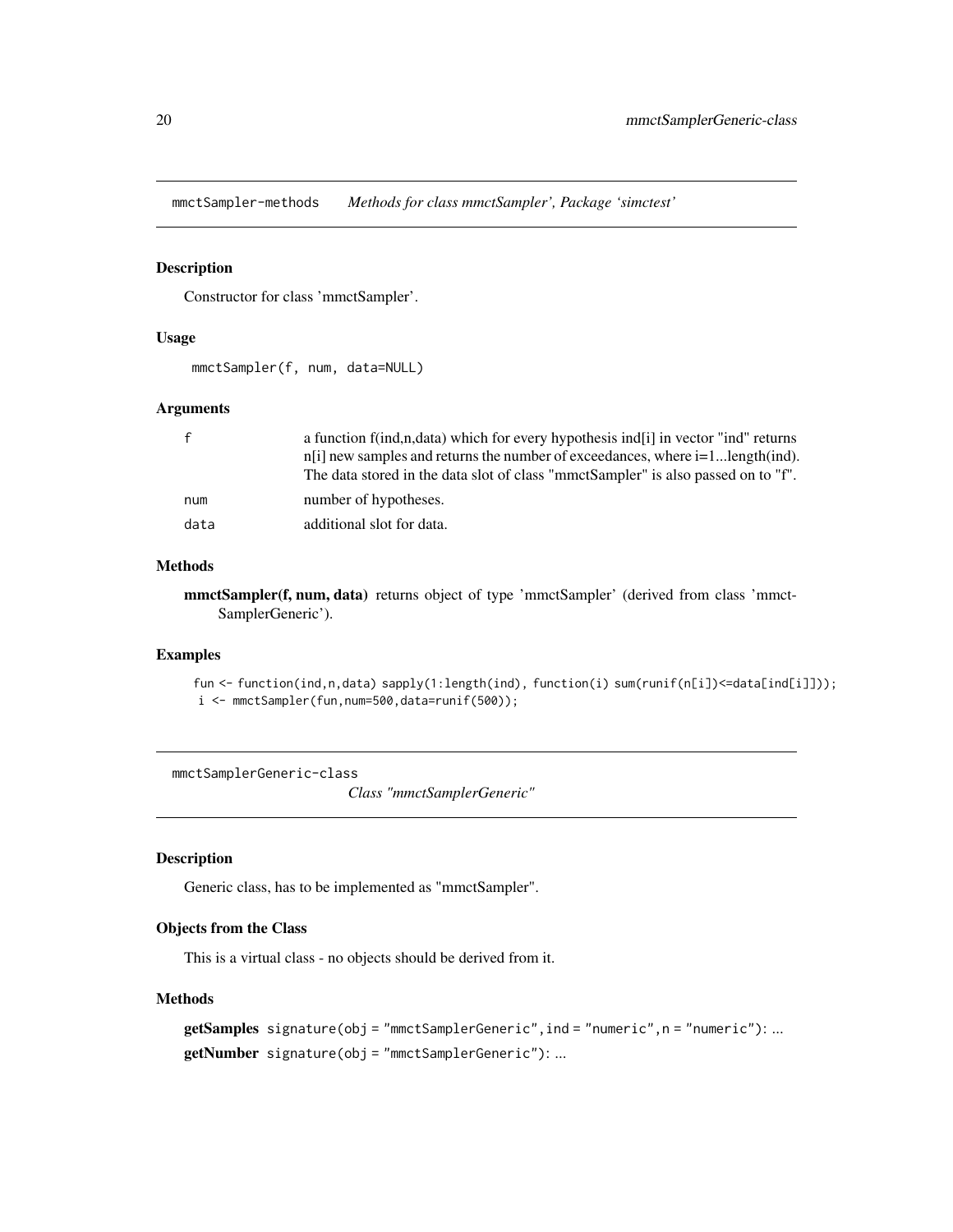## mmctSampler-methods *Methods for class mmctSampler', Package 'simctest'*

### Description

Constructor for class 'mmctSampler'.

### Usage

```
mmctSampler(f, num, data=NULL)
```

### Arguments

| | |
|---|---|
| f | a function f(ind,n,data) which for every hypothesis ind[i] in vector "ind" returns n[i] new samples and returns the number of exceedances, where i=1...length(ind). The data stored in the data slot of class "mmctSampler" is also passed on to "f". |
| num | number of hypotheses. |
| data | additional slot for data. |

### Methods

**mmctSampler(f, num, data)** returns object of type 'mmctSampler' (derived from class 'mmctSamplerGeneric').

### Examples

```
fun <- function(ind,n,data) sapply(1:length(ind), function(i) sum(runif(n[i])<=data[ind[i]]));
i <- mmctSampler(fun,num=500,data=runif(500));
```

## mmctSamplerGeneric-class *Class "mmctSamplerGeneric"*

### Description

Generic class, has to be implemented as "mmctSampler".

### Objects from the Class

This is a virtual class - no objects should be derived from it.

### Methods

**getSamples** `signature(obj = "mmctSamplerGeneric",ind = "numeric",n = "numeric")`: ...

**getNumber** `signature(obj = "mmctSamplerGeneric")`: ...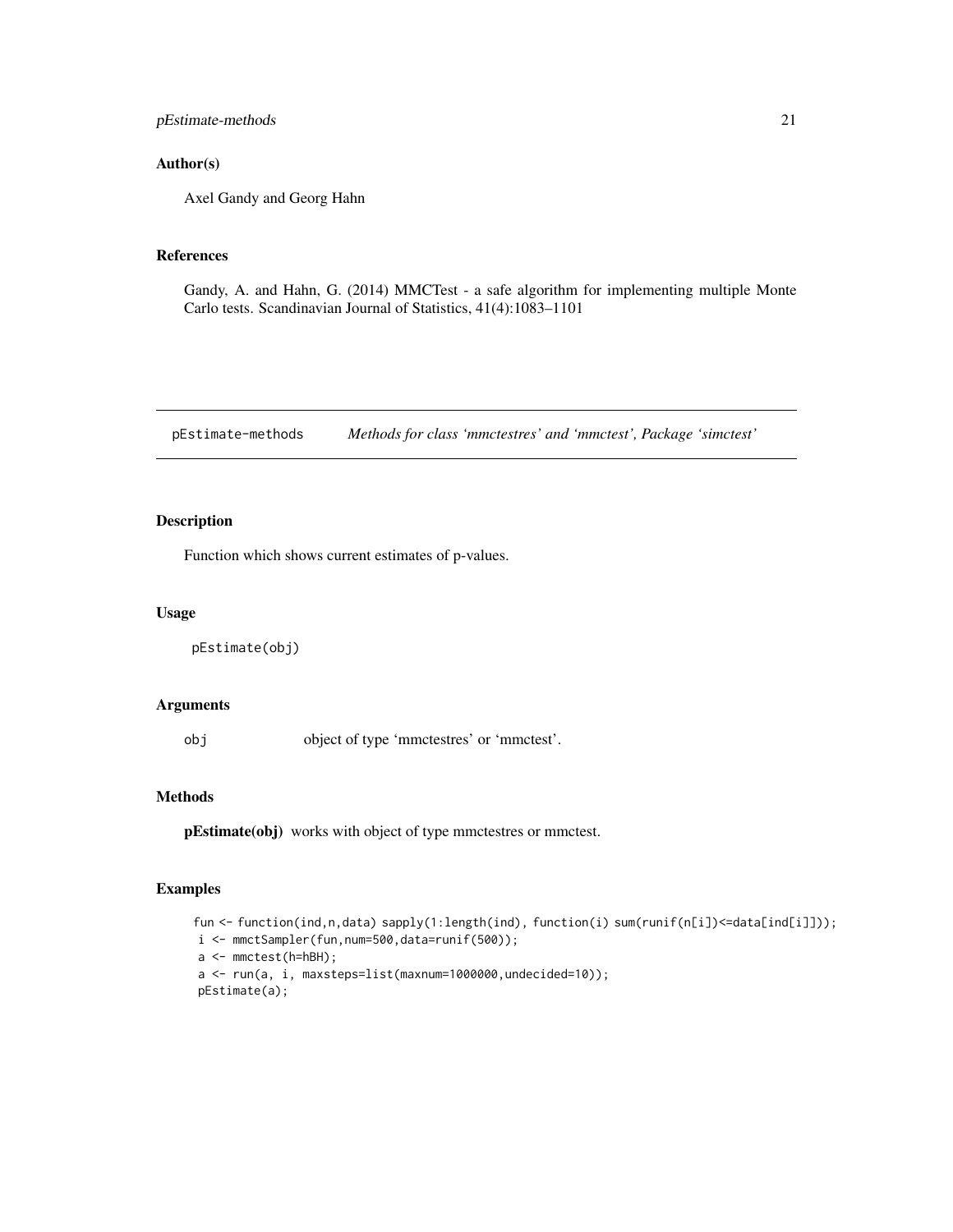### Author(s)

Axel Gandy and Georg Hahn

### References

Gandy, A. and Hahn, G. (2014) MMCTest - a safe algorithm for implementing multiple Monte Carlo tests. Scandinavian Journal of Statistics, 41(4):1083–1101

---

## pEstimate-methods *Methods for class 'mmctestres' and 'mmctest', Package 'simctest'*

---

### Description

Function which shows current estimates of p-values.

### Usage

```
pEstimate(obj)
```

### Arguments

| | |
|---|---|
| `obj` | object of type 'mmctestres' or 'mmctest'. |

### Methods

**pEstimate(obj)** works with object of type mmctestres or mmctest.

### Examples

```
fun <- function(ind,n,data) sapply(1:length(ind), function(i) sum(runif(n[i])<=data[ind[i]]));
i <- mmctSampler(fun,num=500,data=runif(500));
a <- mmctest(h=hBH);
a <- run(a, i, maxsteps=list(maxnum=1000000,undecided=10));
pEstimate(a);
```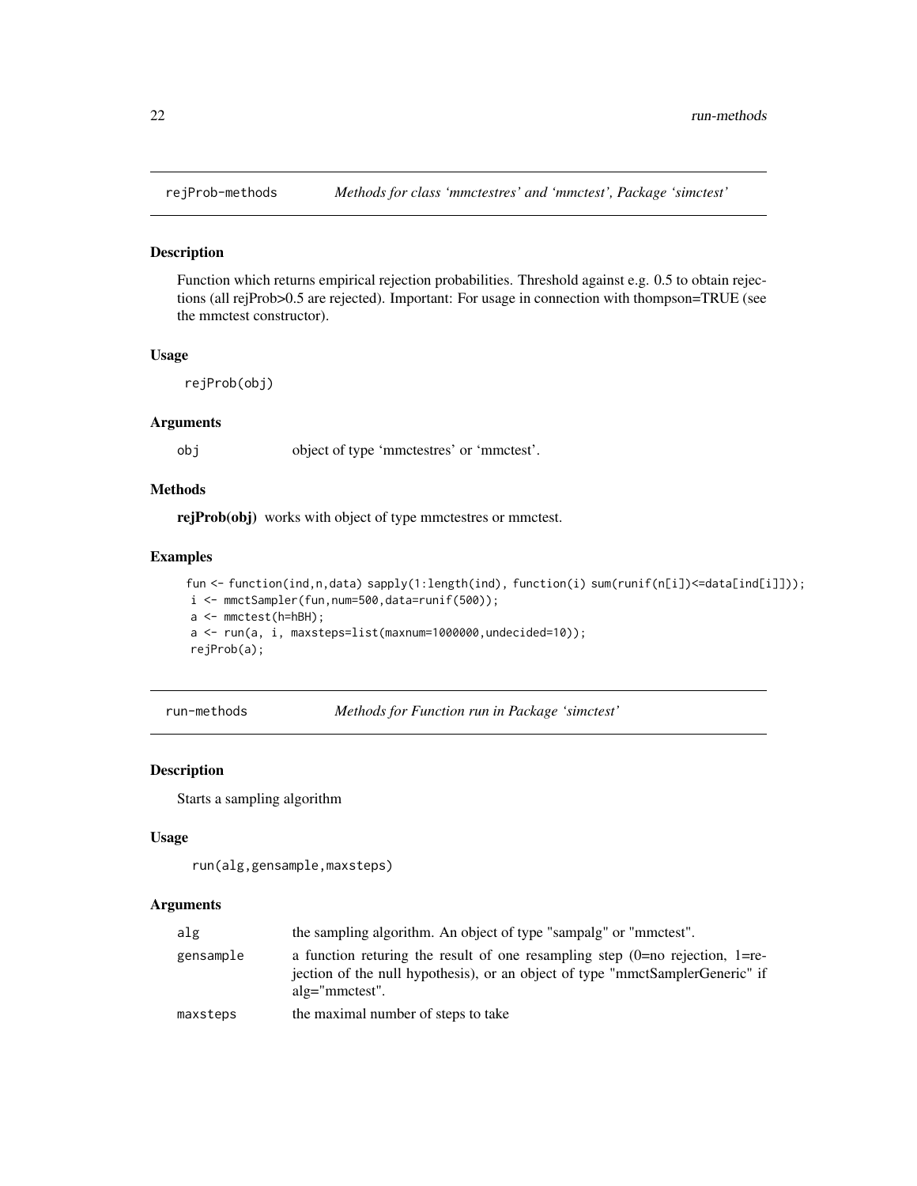## rejProb-methods — *Methods for class 'mmctestres' and 'mmctest', Package 'simctest'*

### Description

Function which returns empirical rejection probabilities. Threshold against e.g. 0.5 to obtain rejections (all rejProb>0.5 are rejected). Important: For usage in connection with thompson=TRUE (see the mmctest constructor).

### Usage

```
rejProb(obj)
```

### Arguments

| | |
|---|---|
| `obj` | object of type 'mmctestres' or 'mmctest'. |

### Methods

**rejProb(obj)** works with object of type mmctestres or mmctest.

### Examples

```
fun <- function(ind,n,data) sapply(1:length(ind), function(i) sum(runif(n[i])<=data[ind[i]]));
i <- mmctSampler(fun,num=500,data=runif(500));
a <- mmctest(h=hBH);
a <- run(a, i, maxsteps=list(maxnum=1000000,undecided=10));
rejProb(a);
```

## run-methods — *Methods for Function run in Package 'simctest'*

### Description

Starts a sampling algorithm

### Usage

```
run(alg,gensample,maxsteps)
```

### Arguments

| | |
|---|---|
| `alg` | the sampling algorithm. An object of type "sampalg" or "mmctest". |
| `gensample` | a function returing the result of one resampling step (0=no rejection, 1=rejection of the null hypothesis), or an object of type "mmctSamplerGeneric" if alg="mmctest". |
| `maxsteps` | the maximal number of steps to take |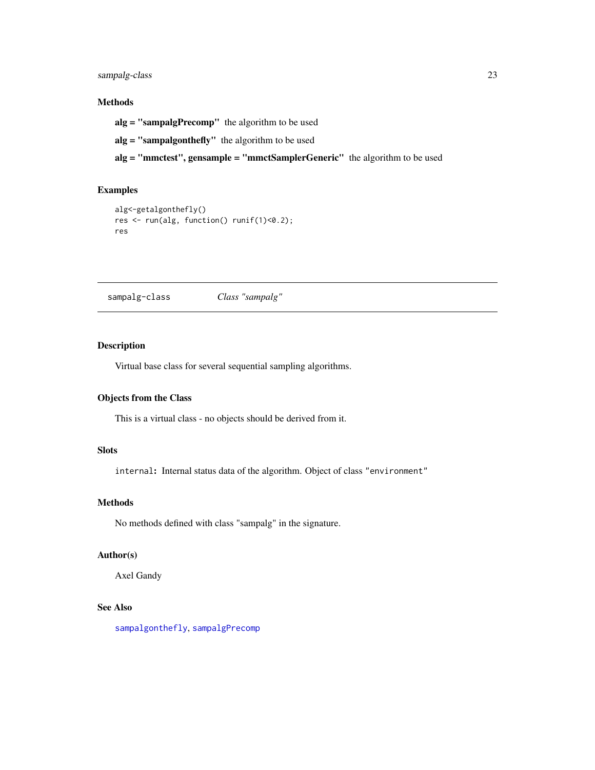### Methods

**alg = "sampalgPrecomp"** the algorithm to be used

**alg = "sampalgonthefly"** the algorithm to be used

**alg = "mmctest", gensample = "mmctSamplerGeneric"** the algorithm to be used

### Examples

```
alg<-getalgonthefly()
res <- run(alg, function() runif(1)<0.2);
res
```

---

## sampalg-class — *Class "sampalg"*

---

### Description

Virtual base class for several sequential sampling algorithms.

### Objects from the Class

This is a virtual class - no objects should be derived from it.

### Slots

`internal`: Internal status data of the algorithm. Object of class `"environment"`

### Methods

No methods defined with class "sampalg" in the signature.

### Author(s)

Axel Gandy

### See Also

`sampalgonthefly`, `sampalgPrecomp`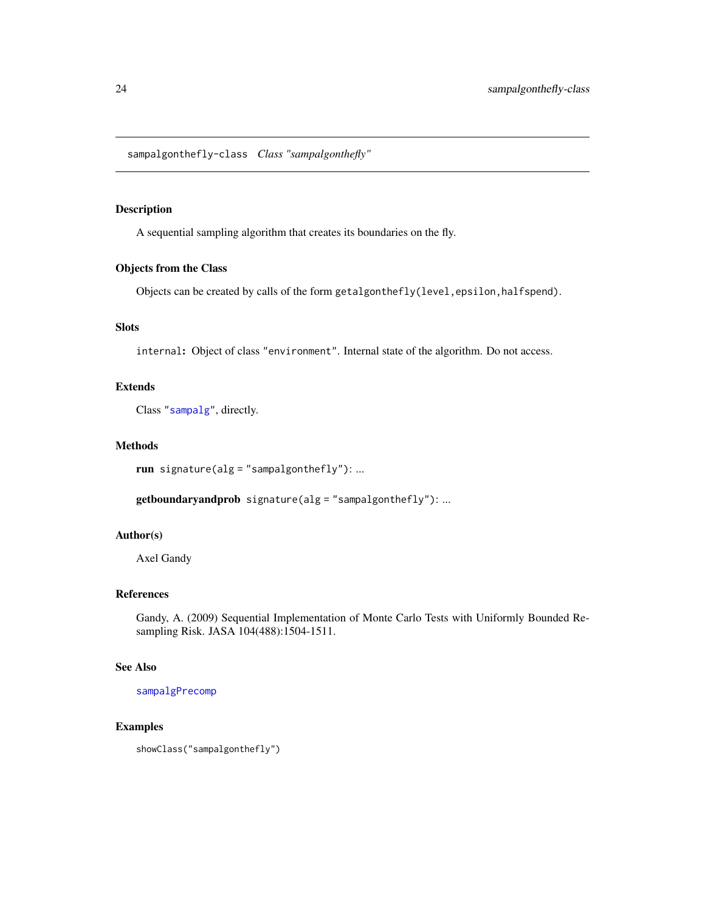## sampalgonthefly-class *Class "sampalgonthefly"*

### Description

A sequential sampling algorithm that creates its boundaries on the fly.

### Objects from the Class

Objects can be created by calls of the form `getalgonthefly(level,epsilon,halfspend)`.

### Slots

`internal`**:** Object of class `"environment"`. Internal state of the algorithm. Do not access.

### Extends

Class `"sampalg"`, directly.

### Methods

**run** `signature(alg = "sampalgonthefly")`: ...

**getboundaryandprob** `signature(alg = "sampalgonthefly")`: ...

### Author(s)

Axel Gandy

### References

Gandy, A. (2009) Sequential Implementation of Monte Carlo Tests with Uniformly Bounded Resampling Risk. JASA 104(488):1504-1511.

### See Also

`sampalgPrecomp`

### Examples

```
showClass("sampalgonthefly")
```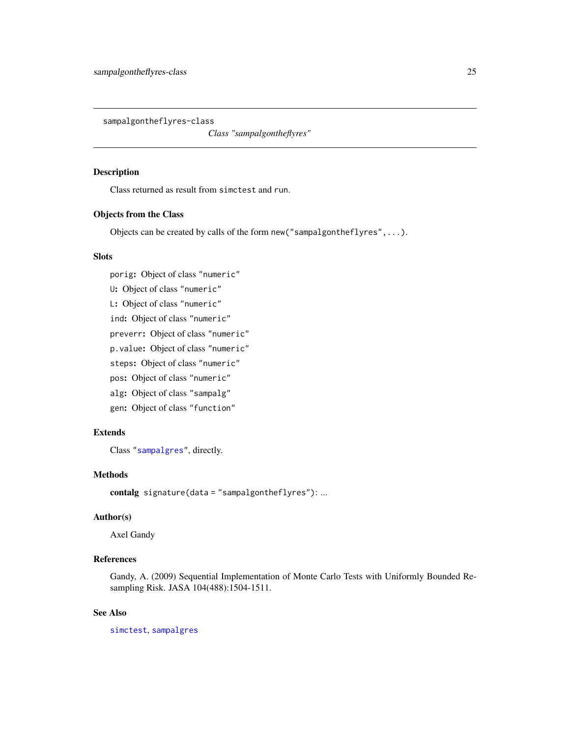sampalgontheflyres-class

*Class "sampalgontheflyres"*

## Description

Class returned as result from `simctest` and `run`.

## Objects from the Class

Objects can be created by calls of the form `new("sampalgontheflyres",...)`.

## Slots

- `porig`: Object of class `"numeric"`
- `U`: Object of class `"numeric"`
- `L`: Object of class `"numeric"`
- `ind`: Object of class `"numeric"`
- `preverr`: Object of class `"numeric"`
- `p.value`: Object of class `"numeric"`
- `steps`: Object of class `"numeric"`
- `pos`: Object of class `"numeric"`
- `alg`: Object of class `"sampalg"`
- `gen`: Object of class `"function"`

## Extends

Class `"sampalgres"`, directly.

## Methods

**contalg** `signature(data = "sampalgontheflyres")`: ...

## Author(s)

Axel Gandy

## References

Gandy, A. (2009) Sequential Implementation of Monte Carlo Tests with Uniformly Bounded Resampling Risk. JASA 104(488):1504-1511.

## See Also

`simctest`, `sampalgres`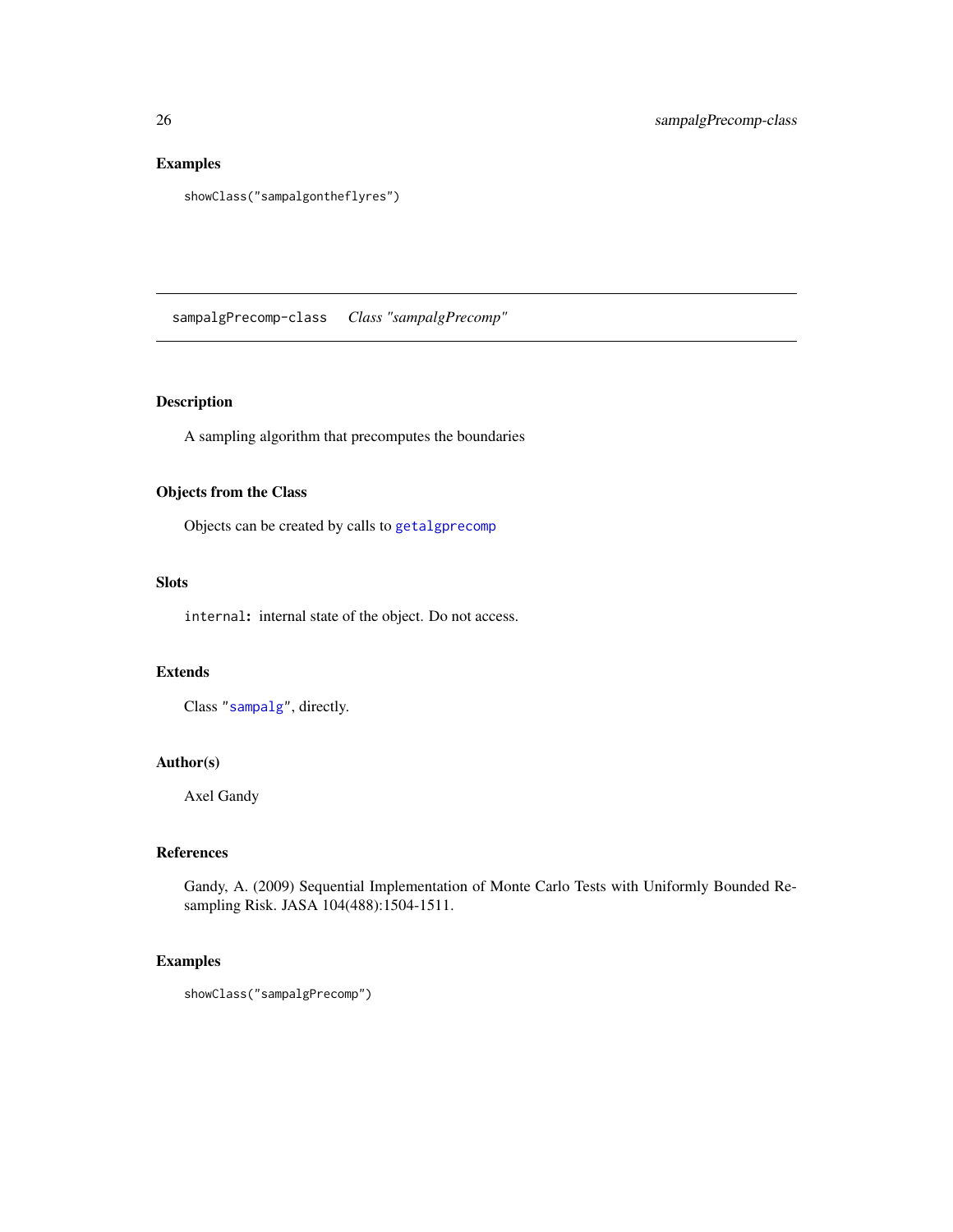## Examples

```
showClass("sampalgontheflyres")
```

---

# sampalgPrecomp-class    *Class "sampalgPrecomp"*

---

## Description

A sampling algorithm that precomputes the boundaries

## Objects from the Class

Objects can be created by calls to `getalgprecomp`

## Slots

`internal`: internal state of the object. Do not access.

## Extends

Class `"sampalg"`, directly.

## Author(s)

Axel Gandy

## References

Gandy, A. (2009) Sequential Implementation of Monte Carlo Tests with Uniformly Bounded Resampling Risk. JASA 104(488):1504-1511.

## Examples

```
showClass("sampalgPrecomp")
```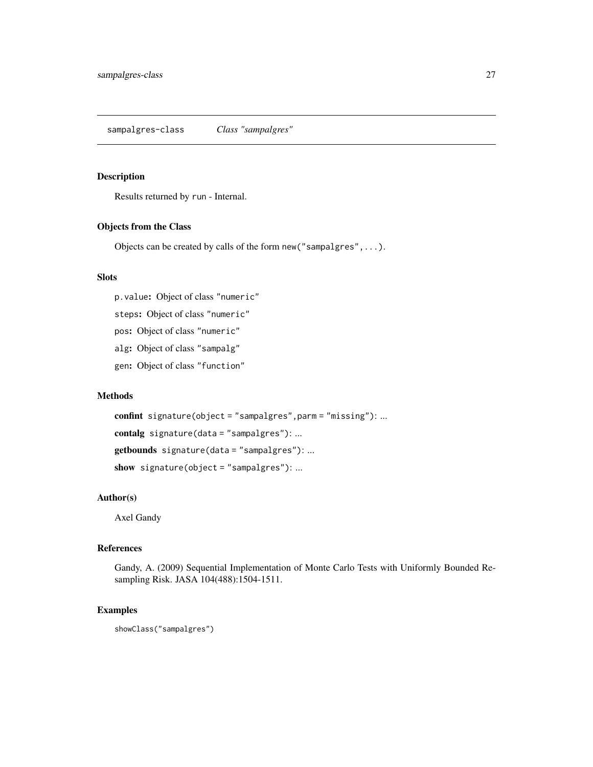## sampalgres-class    *Class "sampalgres"*

### Description

Results returned by `run` - Internal.

### Objects from the Class

Objects can be created by calls of the form `new("sampalgres",...)`.

### Slots

`p.value`: Object of class `"numeric"`

`steps`: Object of class `"numeric"`

`pos`: Object of class `"numeric"`

`alg`: Object of class `"sampalg"`

`gen`: Object of class `"function"`

### Methods

**confint** `signature(object = "sampalgres",parm = "missing")`: ...

**contalg** `signature(data = "sampalgres")`: ...

**getbounds** `signature(data = "sampalgres")`: ...

**show** `signature(object = "sampalgres")`: ...

### Author(s)

Axel Gandy

### References

Gandy, A. (2009) Sequential Implementation of Monte Carlo Tests with Uniformly Bounded Resampling Risk. JASA 104(488):1504-1511.

### Examples

```
showClass("sampalgres")
```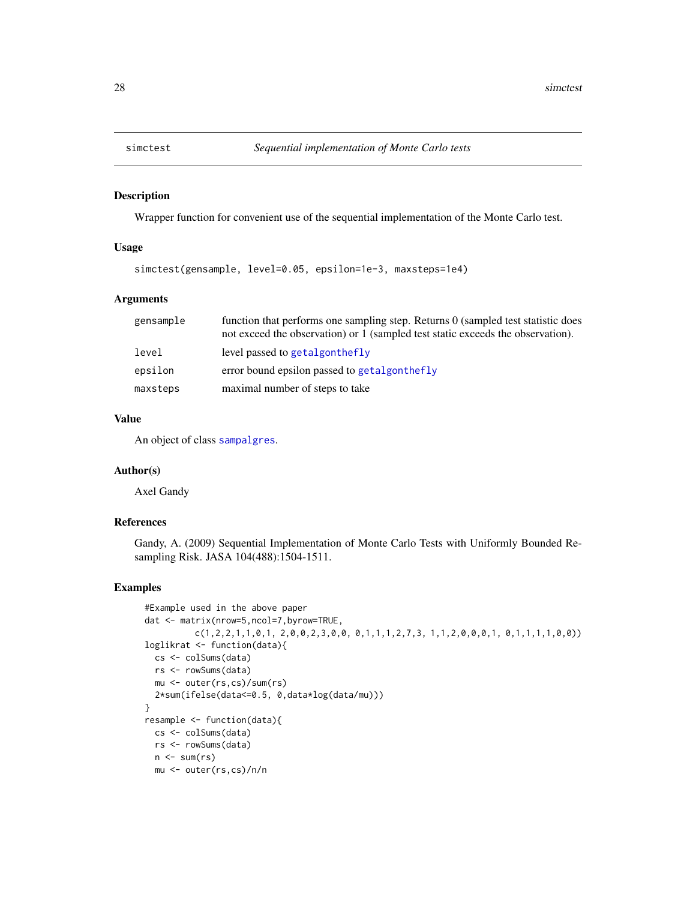# simctest — *Sequential implementation of Monte Carlo tests*

## Description

Wrapper function for convenient use of the sequential implementation of the Monte Carlo test.

## Usage

```
simctest(gensample, level=0.05, epsilon=1e-3, maxsteps=1e4)
```

## Arguments

| | |
|---|---|
| gensample | function that performs one sampling step. Returns 0 (sampled test statistic does not exceed the observation) or 1 (sampled test static exceeds the observation). |
| level | level passed to getalgonthefly |
| epsilon | error bound epsilon passed to getalgonthefly |
| maxsteps | maximal number of steps to take |

## Value

An object of class sampalgres.

## Author(s)

Axel Gandy

## References

Gandy, A. (2009) Sequential Implementation of Monte Carlo Tests with Uniformly Bounded Resampling Risk. JASA 104(488):1504-1511.

## Examples

```
#Example used in the above paper
dat <- matrix(nrow=5,ncol=7,byrow=TRUE,
          c(1,2,2,1,1,0,1, 2,0,0,2,3,0,0, 0,1,1,1,2,7,3, 1,1,2,0,0,0,1, 0,1,1,1,1,0,0))
loglikrat <- function(data){
  cs <- colSums(data)
  rs <- rowSums(data)
  mu <- outer(rs,cs)/sum(rs)
  2*sum(ifelse(data<=0.5, 0,data*log(data/mu)))
}
resample <- function(data){
  cs <- colSums(data)
  rs <- rowSums(data)
  n <- sum(rs)
  mu <- outer(rs,cs)/n/n
```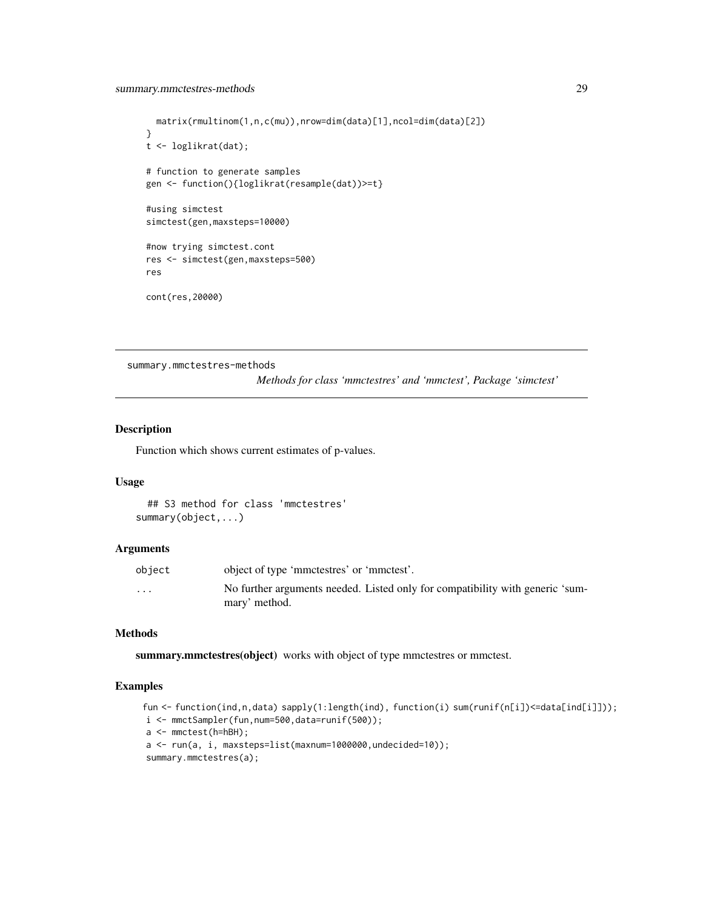```
  matrix(rmultinom(1,n,c(mu)),nrow=dim(data)[1],ncol=dim(data)[2])
}
t <- loglikrat(dat);

# function to generate samples
gen <- function(){loglikrat(resample(dat))>=t}

#using simctest
simctest(gen,maxsteps=10000)

#now trying simctest.cont
res <- simctest(gen,maxsteps=500)
res

cont(res,20000)
```

## summary.mmctestres-methods

*Methods for class 'mmctestres' and 'mmctest', Package 'simctest'*

### Description

Function which shows current estimates of p-values.

### Usage

```
## S3 method for class 'mmctestres'
summary(object,...)
```

### Arguments

| | |
|---|---|
| object | object of type 'mmctestres' or 'mmctest'. |
| ... | No further arguments needed. Listed only for compatibility with generic 'summary' method. |

### Methods

**summary.mmctestres(object)** works with object of type mmctestres or mmctest.

### Examples

```
fun <- function(ind,n,data) sapply(1:length(ind), function(i) sum(runif(n[i])<=data[ind[i]]));
i <- mmctSampler(fun,num=500,data=runif(500));
a <- mmctest(h=hBH);
a <- run(a, i, maxsteps=list(maxnum=1000000,undecided=10));
summary.mmctestres(a);
```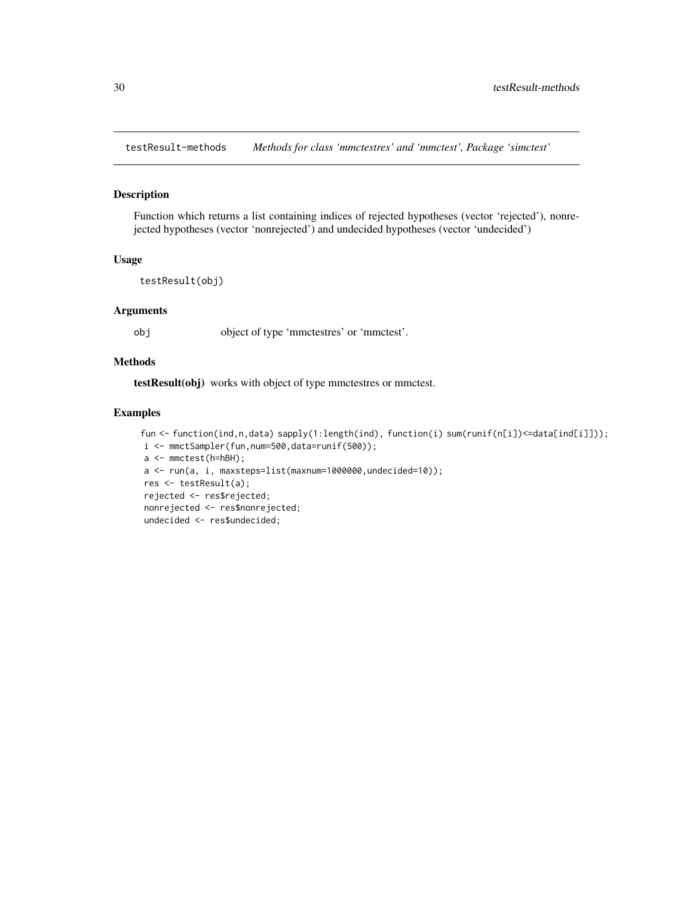testResult-methods *Methods for class 'mmctestres' and 'mmctest', Package 'simctest'*

## Description

Function which returns a list containing indices of rejected hypotheses (vector 'rejected'), nonrejected hypotheses (vector 'nonrejected') and undecided hypotheses (vector 'undecided')

## Usage

```
testResult(obj)
```

## Arguments

obj object of type 'mmctestres' or 'mmctest'.

## Methods

**testResult(obj)** works with object of type mmctestres or mmctest.

## Examples

```
fun <- function(ind,n,data) sapply(1:length(ind), function(i) sum(runif(n[i])<=data[ind[i]]));
i <- mmctSampler(fun,num=500,data=runif(500));
a <- mmctest(h=hBH);
a <- run(a, i, maxsteps=list(maxnum=1000000,undecided=10));
res <- testResult(a);
rejected <- res$rejected;
nonrejected <- res$nonrejected;
undecided <- res$undecided;
```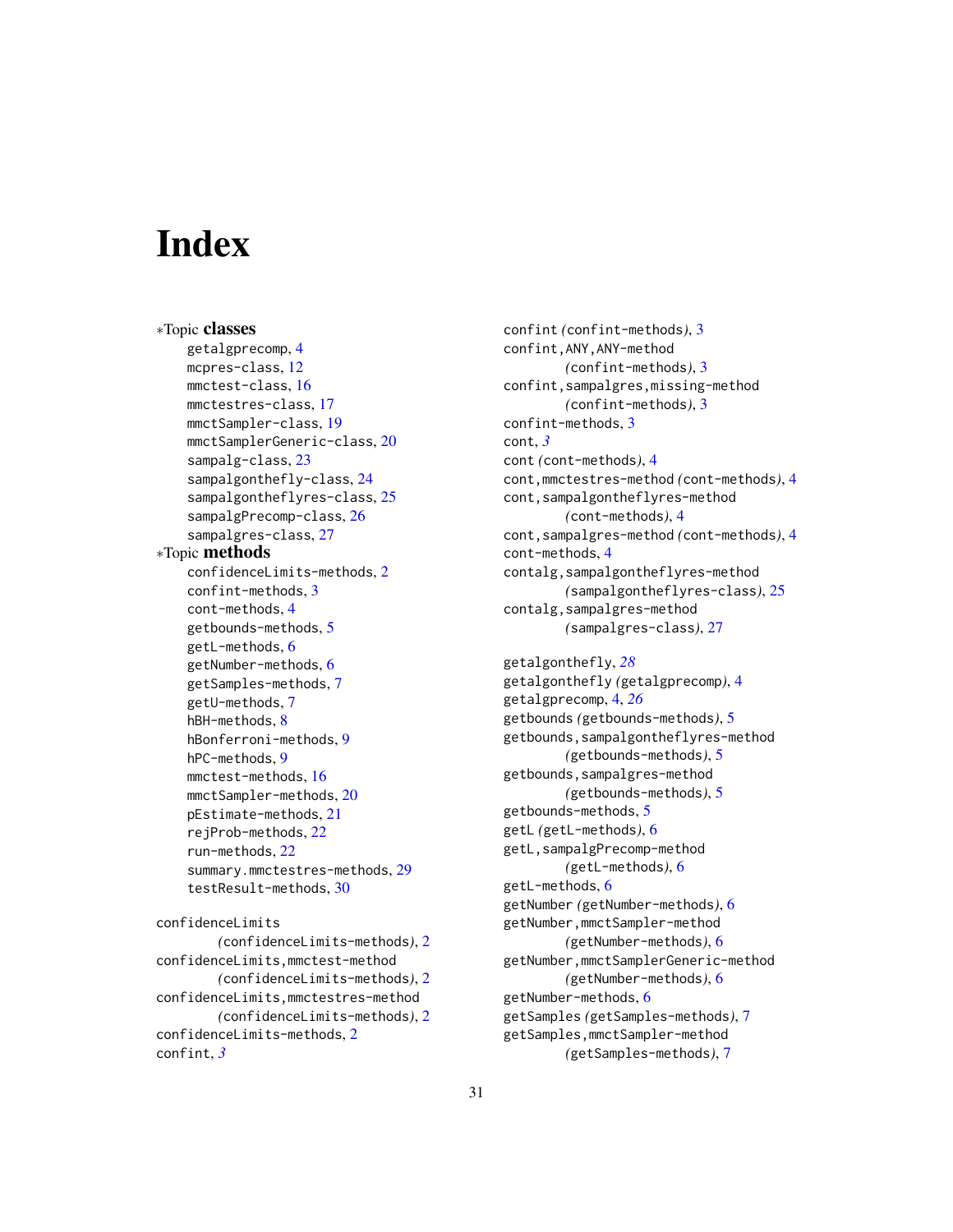# Index

∗Topic **classes**
- getalgprecomp, 4
- mcpres-class, 12
- mmctest-class, 16
- mmctestres-class, 17
- mmctSampler-class, 19
- mmctSamplerGeneric-class, 20
- sampalg-class, 23
- sampalgonthefly-class, 24
- sampalgontheflyres-class, 25
- sampalgPrecomp-class, 26
- sampalgres-class, 27

∗Topic **methods**
- confidenceLimits-methods, 2
- confint-methods, 3
- cont-methods, 4
- getbounds-methods, 5
- getL-methods, 6
- getNumber-methods, 6
- getSamples-methods, 7
- getU-methods, 7
- hBH-methods, 8
- hBonferroni-methods, 9
- hPC-methods, 9
- mmctest-methods, 16
- mmctSampler-methods, 20
- pEstimate-methods, 21
- rejProb-methods, 22
- run-methods, 22
- summary.mmctestres-methods, 29
- testResult-methods, 30

confidenceLimits *(confidenceLimits-methods)*, 2
confidenceLimits,mmctest-method *(confidenceLimits-methods)*, 2
confidenceLimits,mmctestres-method *(confidenceLimits-methods)*, 2
confidenceLimits-methods, 2
confint, *3*
confint *(confint-methods)*, 3
confint,ANY,ANY-method *(confint-methods)*, 3
confint,sampalgres,missing-method *(confint-methods)*, 3
confint-methods, 3
cont, *3*
cont *(cont-methods)*, 4
cont,mmctestres-method *(cont-methods)*, 4
cont,sampalgontheflyres-method *(cont-methods)*, 4
cont,sampalgres-method *(cont-methods)*, 4
cont-methods, 4
contalg,sampalgontheflyres-method *(sampalgontheflyres-class)*, 25
contalg,sampalgres-method *(sampalgres-class)*, 27

getalgonthefly, *28*
getalgonthefly *(getalgprecomp)*, 4
getalgprecomp, 4, *26*
getbounds *(getbounds-methods)*, 5
getbounds,sampalgontheflyres-method *(getbounds-methods)*, 5
getbounds,sampalgres-method *(getbounds-methods)*, 5
getbounds-methods, 5
getL *(getL-methods)*, 6
getL,sampalgPrecomp-method *(getL-methods)*, 6
getL-methods, 6
getNumber *(getNumber-methods)*, 6
getNumber,mmctSampler-method *(getNumber-methods)*, 6
getNumber,mmctSamplerGeneric-method *(getNumber-methods)*, 6
getNumber-methods, 6
getSamples *(getSamples-methods)*, 7
getSamples,mmctSampler-method *(getSamples-methods)*, 7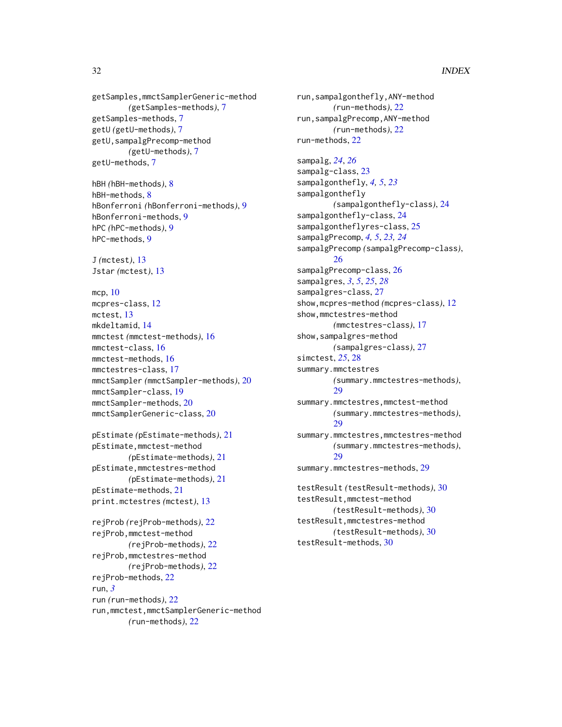getSamples,mmctSamplerGeneric-method
  *(*getSamples-methods*)*, 7
getSamples-methods, 7
getU *(*getU-methods*)*, 7
getU,sampalgPrecomp-method
  *(*getU-methods*)*, 7
getU-methods, 7

hBH *(*hBH-methods*)*, 8
hBH-methods, 8
hBonferroni *(*hBonferroni-methods*)*, 9
hBonferroni-methods, 9
hPC *(*hPC-methods*)*, 9
hPC-methods, 9

J *(*mctest*)*, 13
Jstar *(*mctest*)*, 13

mcp, 10
mcpres-class, 12
mctest, 13
mkdeltamid, 14
mmctest *(*mmctest-methods*)*, 16
mmctest-class, 16
mmctest-methods, 16
mmctestres-class, 17
mmctSampler *(*mmctSampler-methods*)*, 20
mmctSampler-class, 19
mmctSampler-methods, 20
mmctSamplerGeneric-class, 20

pEstimate *(*pEstimate-methods*)*, 21
pEstimate,mmctest-method
  *(*pEstimate-methods*)*, 21
pEstimate,mmctestres-method
  *(*pEstimate-methods*)*, 21
pEstimate-methods, 21
print.mctestres *(*mctest*)*, 13

rejProb *(*rejProb-methods*)*, 22
rejProb,mmctest-method
  *(*rejProb-methods*)*, 22
rejProb,mmctestres-method
  *(*rejProb-methods*)*, 22
rejProb-methods, 22
run, *3*
run *(*run-methods*)*, 22
run,mmctest,mmctSamplerGeneric-method
  *(*run-methods*)*, 22
run,sampalgonthefly,ANY-method
  *(*run-methods*)*, 22
run,sampalgPrecomp,ANY-method
  *(*run-methods*)*, 22
run-methods, 22

sampalg, *24*, *26*
sampalg-class, 23
sampalgonthefly, *4, 5*, *23*
sampalgonthefly
  *(*sampalgonthefly-class*)*, 24
sampalgonthefly-class, 24
sampalgontheflyres-class, 25
sampalgPrecomp, *4, 5*, *23, 24*
sampalgPrecomp *(*sampalgPrecomp-class*)*,
  26
sampalgPrecomp-class, 26
sampalgres, *3*, *5*, *25*, *28*
sampalgres-class, 27
show,mcpres-method *(*mcpres-class*)*, 12
show,mmctestres-method
  *(*mmctestres-class*)*, 17
show,sampalgres-method
  *(*sampalgres-class*)*, 27
simctest, *25*, 28
summary.mmctestres
  *(*summary.mmctestres-methods*)*,
  29
summary.mmctestres,mmctest-method
  *(*summary.mmctestres-methods*)*,
  29
summary.mmctestres,mmctestres-method
  *(*summary.mmctestres-methods*)*,
  29
summary.mmctestres-methods, 29

testResult *(*testResult-methods*)*, 30
testResult,mmctest-method
  *(*testResult-methods*)*, 30
testResult,mmctestres-method
  *(*testResult-methods*)*, 30
testResult-methods, 30